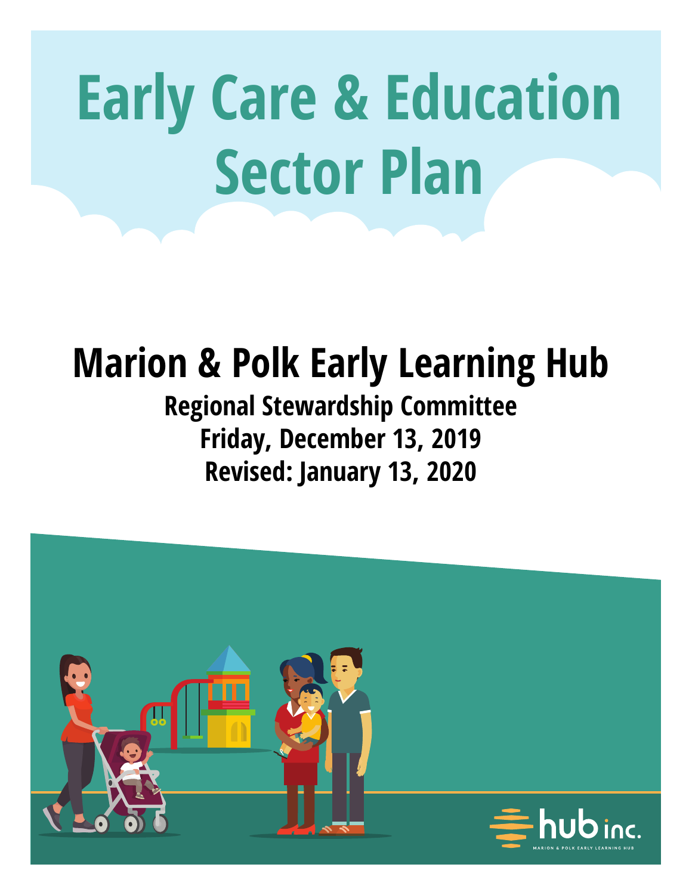# Early Care & Education Sector Plan

## Marion & Polk Early Learning Hub

**Regional Stewardship Committee**

**Friday, December 13, 2019**

**Revised: January 13, 2020**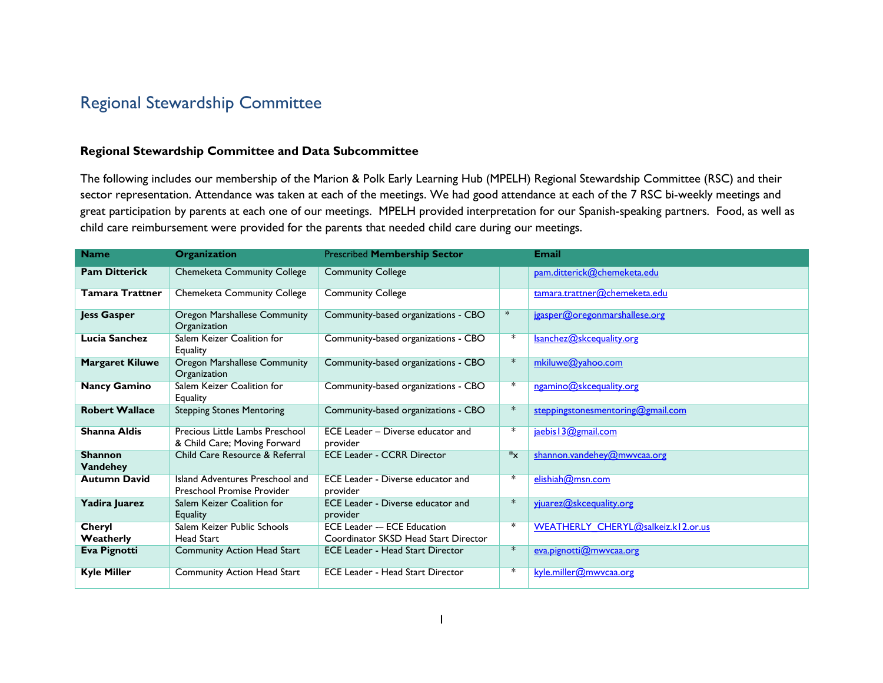# Regional Stewardship Committee

### Regional Stewardship Committee and Data Subcommittee

The following includes our membership of the Marion & Polk Early Learning Hub (MPELH) Regional Stewardship Committee (RSC) and their sector representation. Attendance was taken at each of the meetings. We had good attendance at each of the 7 RSC bi-weekly meetings and great participation by parents at each one of our meetings. MPELH provided interpretation for our Spanish-speaking partners. Food, as well as child care reimbursement were provided for the parents that needed child care during our meetings.

| Name | Organization | Prescribed **Membership Sector** | | Email |
|---|---|---|---|---|
| **Pam Ditterick** | Chemeketa Community College | Community College | | pam.ditterick@chemeketa.edu |
| **Tamara Trattner** | Chemeketa Community College | Community College | | tamara.trattner@chemeketa.edu |
| **Jess Gasper** | Oregon Marshallese Community Organization | Community-based organizations - CBO | * | jgasper@oregonmarshallese.org |
| **Lucia Sanchez** | Salem Keizer Coalition for Equality | Community-based organizations - CBO | * | lsanchez@skcequality.org |
| **Margaret Kiluwe** | Oregon Marshallese Community Organization | Community-based organizations - CBO | * | mkiluwe@yahoo.com |
| **Nancy Gamino** | Salem Keizer Coalition for Equality | Community-based organizations - CBO | * | ngamino@skcequality.org |
| **Robert Wallace** | Stepping Stones Mentoring | Community-based organizations - CBO | * | steppingstonesmentoring@gmail.com |
| **Shanna Aldis** | Precious Little Lambs Preschool & Child Care; Moving Forward | ECE Leader – Diverse educator and provider | * | jaebis13@gmail.com |
| **Shannon Vandehey** | Child Care Resource & Referral | ECE Leader - CCRR Director | *x | shannon.vandehey@mwvcaa.org |
| **Autumn David** | Island Adventures Preschool and Preschool Promise Provider | ECE Leader - Diverse educator and provider | * | elishiah@msn.com |
| **Yadira Juarez** | Salem Keizer Coalition for Equality | ECE Leader - Diverse educator and provider | * | yjuarez@skcequality.org |
| **Cheryl Weatherly** | Salem Keizer Public Schools Head Start | ECE Leader -– ECE Education Coordinator SKSD Head Start Director | * | WEATHERLY_CHERYL@salkeiz.k12.or.us |
| **Eva Pignotti** | Community Action Head Start | ECE Leader - Head Start Director | * | eva.pignotti@mwvcaa.org |
| **Kyle Miller** | Community Action Head Start | ECE Leader - Head Start Director | * | kyle.miller@mwvcaa.org |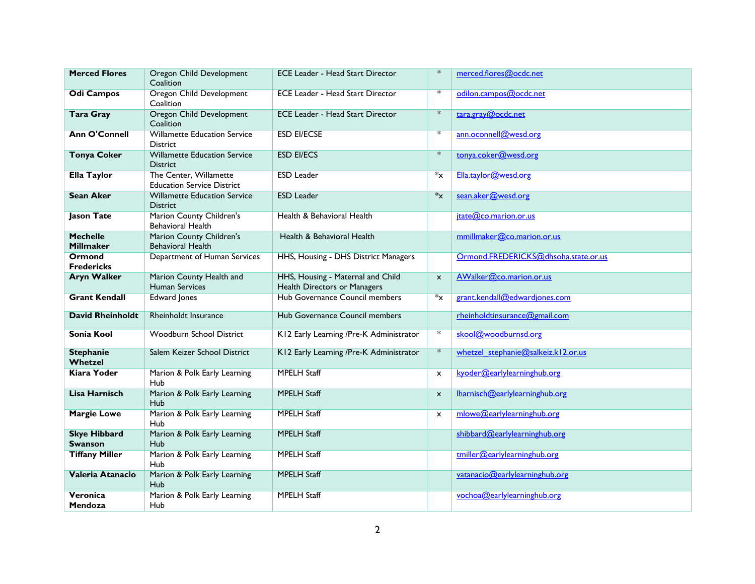| | | | | |
|---|---|---|---|---|
| **Merced Flores** | Oregon Child Development Coalition | ECE Leader - Head Start Director | * | merced.flores@ocdc.net |
| **Odi Campos** | Oregon Child Development Coalition | ECE Leader - Head Start Director | * | odilon.campos@ocdc.net |
| **Tara Gray** | Oregon Child Development Coalition | ECE Leader - Head Start Director | * | tara.gray@ocdc.net |
| **Ann O'Connell** | Willamette Education Service District | ESD EI/ECSE | * | ann.oconnell@wesd.org |
| **Tonya Coker** | Willamette Education Service District | ESD EI/ECS | * | tonya.coker@wesd.org |
| **Ella Taylor** | The Center, Willamette Education Service District | ESD Leader | *x | Ella.taylor@wesd.org |
| **Sean Aker** | Willamette Education Service District | ESD Leader | *x | sean.aker@wesd.org |
| **Jason Tate** | Marion County Children's Behavioral Health | Health & Behavioral Health | | jtate@co.marion.or.us |
| **Mechelle Millmaker** | Marion County Children's Behavioral Health | Health & Behavioral Health | | mmillmaker@co.marion.or.us |
| **Ormond Fredericks** | Department of Human Services | HHS, Housing - DHS District Managers | | Ormond.FREDERICKS@dhsoha.state.or.us |
| **Aryn Walker** | Marion County Health and Human Services | HHS, Housing - Maternal and Child Health Directors or Managers | x | AWalker@co.marion.or.us |
| **Grant Kendall** | Edward Jones | Hub Governance Council members | *x | grant.kendall@edwardjones.com |
| **David Rheinholdt** | Rheinholdt Insurance | Hub Governance Council members | | rheinholdtinsurance@gmail.com |
| **Sonia Kool** | Woodburn School District | K12 Early Learning /Pre-K Administrator | * | skool@woodburnsd.org |
| **Stephanie Whetzel** | Salem Keizer School District | K12 Early Learning /Pre-K Administrator | * | whetzel_stephanie@salkeiz.k12.or.us |
| **Kiara Yoder** | Marion & Polk Early Learning Hub | MPELH Staff | x | kyoder@earlylearninghub.org |
| **Lisa Harnisch** | Marion & Polk Early Learning Hub | MPELH Staff | x | lharnisch@earlylearninghub.org |
| **Margie Lowe** | Marion & Polk Early Learning Hub | MPELH Staff | x | mlowe@earlylearninghub.org |
| **Skye Hibbard Swanson** | Marion & Polk Early Learning Hub | MPELH Staff | | shibbard@earlylearninghub.org |
| **Tiffany Miller** | Marion & Polk Early Learning Hub | MPELH Staff | | tmiller@earlylearninghub.org |
| **Valeria Atanacio** | Marion & Polk Early Learning Hub | MPELH Staff | | vatanacio@earlylearninghub.org |
| **Veronica Mendoza** | Marion & Polk Early Learning Hub | MPELH Staff | | vochoa@earlylearninghub.org |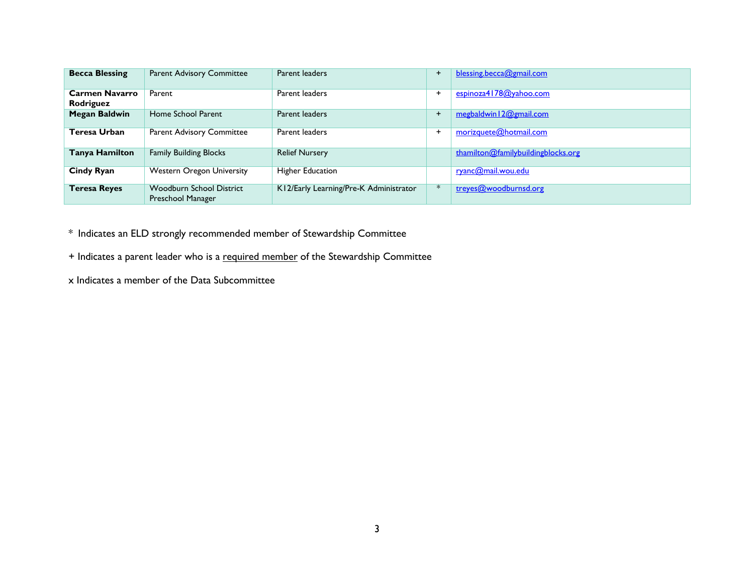| | | | | |
|---|---|---|---|---|
| **Becca Blessing** | Parent Advisory Committee | Parent leaders | + | blessing.becca@gmail.com |
| **Carmen Navarro Rodriguez** | Parent | Parent leaders | + | espinoza4178@yahoo.com |
| **Megan Baldwin** | Home School Parent | Parent leaders | + | megbaldwin12@gmail.com |
| **Teresa Urban** | Parent Advisory Committee | Parent leaders | + | morizquete@hotmail.com |
| **Tanya Hamilton** | Family Building Blocks | Relief Nursery | | thamilton@familybuildingblocks.org |
| **Cindy Ryan** | Western Oregon University | Higher Education | | ryanc@mail.wou.edu |
| **Teresa Reyes** | Woodburn School District Preschool Manager | K12/Early Learning/Pre-K Administrator | * | treyes@woodburnsd.org |

* Indicates an ELD strongly recommended member of Stewardship Committee

+ Indicates a parent leader who is a required member of the Stewardship Committee

x Indicates a member of the Data Subcommittee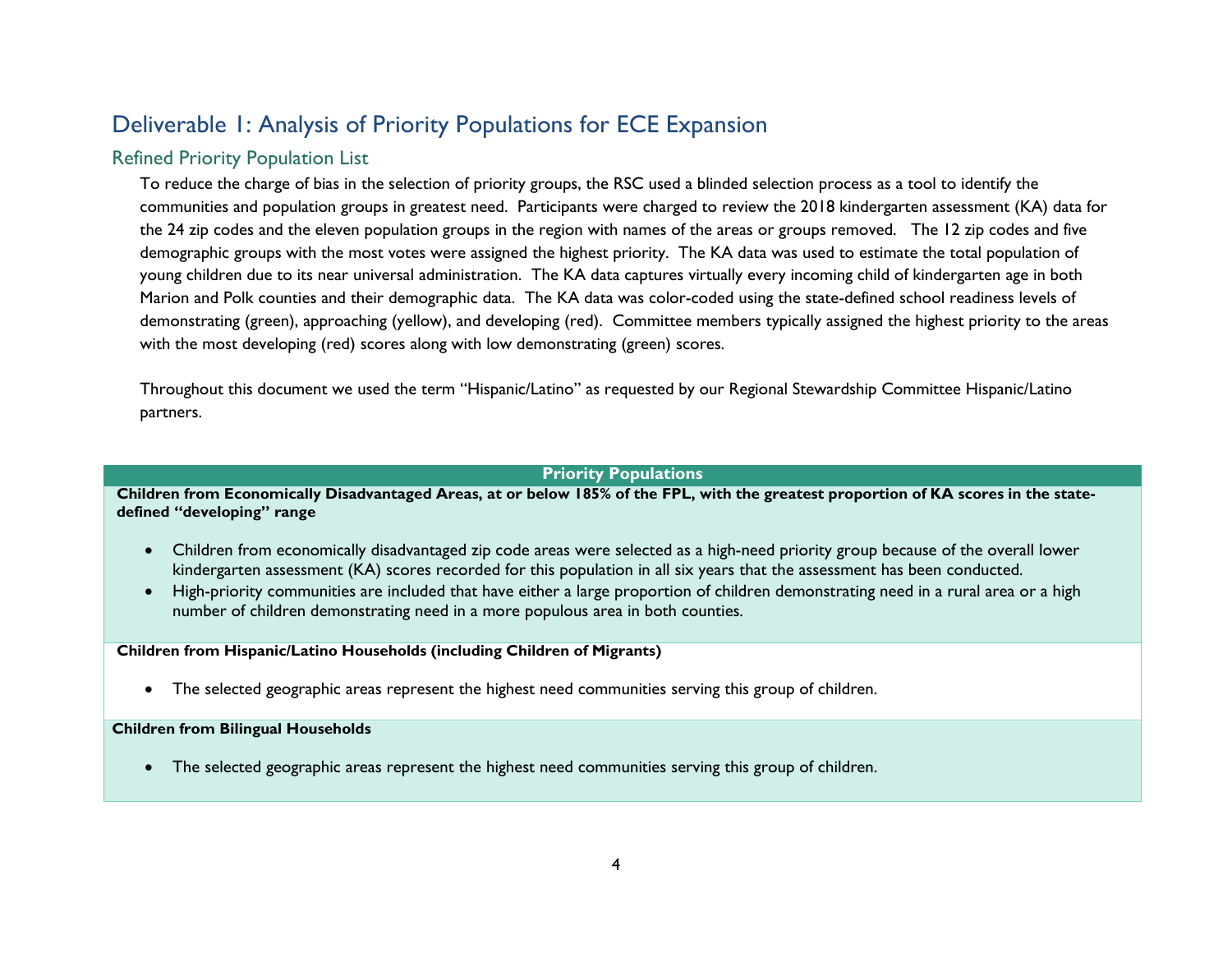# Deliverable 1: Analysis of Priority Populations for ECE Expansion

## Refined Priority Population List

To reduce the charge of bias in the selection of priority groups, the RSC used a blinded selection process as a tool to identify the communities and population groups in greatest need. Participants were charged to review the 2018 kindergarten assessment (KA) data for the 24 zip codes and the eleven population groups in the region with names of the areas or groups removed. The 12 zip codes and five demographic groups with the most votes were assigned the highest priority. The KA data was used to estimate the total population of young children due to its near universal administration. The KA data captures virtually every incoming child of kindergarten age in both Marion and Polk counties and their demographic data. The KA data was color-coded using the state-defined school readiness levels of demonstrating (green), approaching (yellow), and developing (red). Committee members typically assigned the highest priority to the areas with the most developing (red) scores along with low demonstrating (green) scores.

Throughout this document we used the term "Hispanic/Latino" as requested by our Regional Stewardship Committee Hispanic/Latino partners.

| Priority Populations |
|---|
| **Children from Economically Disadvantaged Areas, at or below 185% of the FPL, with the greatest proportion of KA scores in the state-defined "developing" range**<br>• Children from economically disadvantaged zip code areas were selected as a high-need priority group because of the overall lower kindergarten assessment (KA) scores recorded for this population in all six years that the assessment has been conducted.<br>• High-priority communities are included that have either a large proportion of children demonstrating need in a rural area or a high number of children demonstrating need in a more populous area in both counties. |
| **Children from Hispanic/Latino Households (including Children of Migrants)**<br>• The selected geographic areas represent the highest need communities serving this group of children. |
| **Children from Bilingual Households**<br>• The selected geographic areas represent the highest need communities serving this group of children. |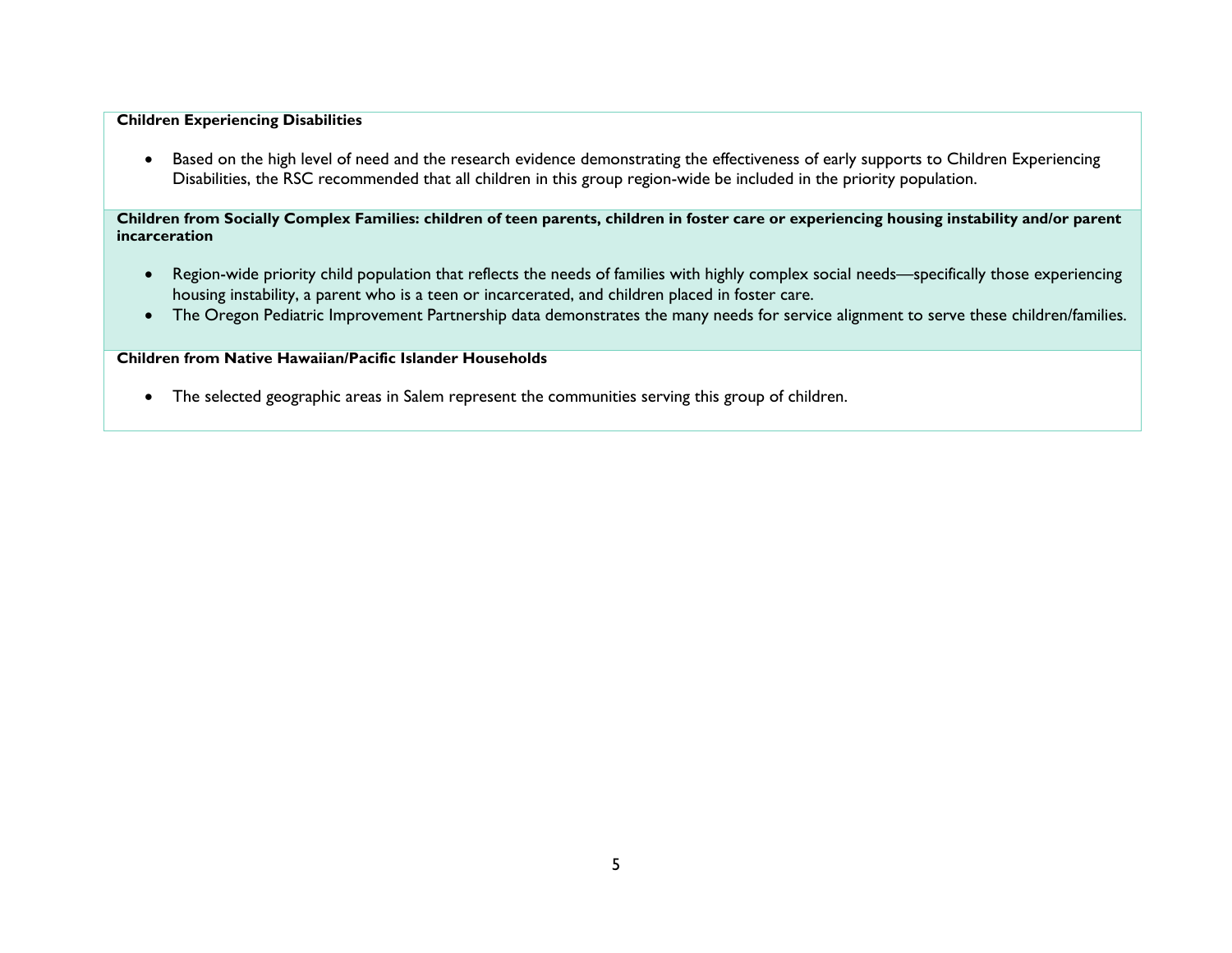**Children Experiencing Disabilities**

- Based on the high level of need and the research evidence demonstrating the effectiveness of early supports to Children Experiencing Disabilities, the RSC recommended that all children in this group region-wide be included in the priority population.

**Children from Socially Complex Families: children of teen parents, children in foster care or experiencing housing instability and/or parent incarceration**

- Region-wide priority child population that reflects the needs of families with highly complex social needs—specifically those experiencing housing instability, a parent who is a teen or incarcerated, and children placed in foster care.
- The Oregon Pediatric Improvement Partnership data demonstrates the many needs for service alignment to serve these children/families.

**Children from Native Hawaiian/Pacific Islander Households**

- The selected geographic areas in Salem represent the communities serving this group of children.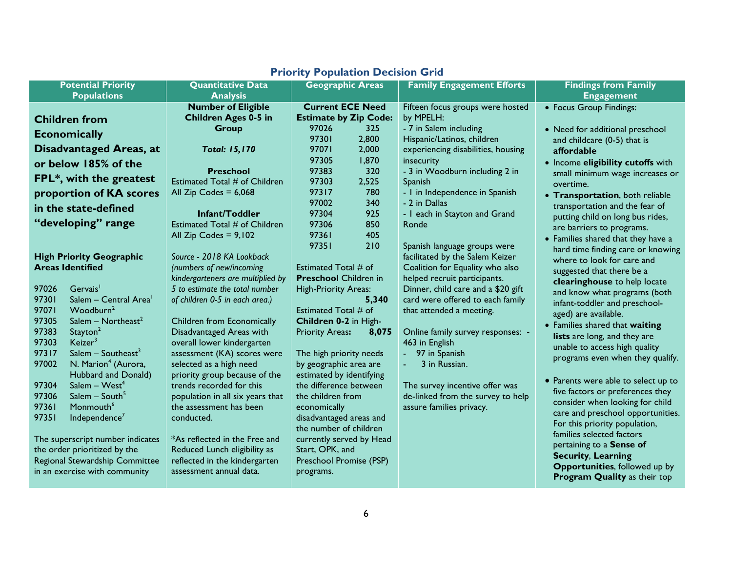## Priority Population Decision Grid

| Potential Priority Populations | Quantitative Data Analysis | Geographic Areas | Family Engagement Efforts | Findings from Family Engagement |
|---|---|---|---|---|
| **Children from Economically Disadvantaged Areas, at or below 185% of the FPL*, with the greatest proportion of KA scores in the state-defined "developing" range**<br><br>**High Priority Geographic Areas Identified**<br><br>97026 Gervais[1]<br>97301 Salem – Central Area[1]<br>97071 Woodburn[2]<br>97305 Salem – Northeast[2]<br>97383 Stayton[2]<br>97303 Keizer[3]<br>97317 Salem – Southeast[3]<br>97002 N. Marion[4] (Aurora, Hubbard and Donald)<br>97304 Salem – West[4]<br>97306 Salem – South[5]<br>97361 Monmouth[6]<br>97351 Independence[7]<br><br>The superscript number indicates the order prioritized by the Regional Stewardship Committee in an exercise with community | **Number of Eligible Children Ages 0-5 in Group**<br><br>***Total: 15,170***<br><br>**Preschool**<br>Estimated Total # of Children All Zip Codes = 6,068<br><br>**Infant/Toddler**<br>Estimated Total # of Children All Zip Codes = 9,102<br><br>*Source - 2018 KA Lookback (numbers of new/incoming kindergarteners are multiplied by 5 to estimate the total number of children 0-5 in each area.)*<br><br>Children from Economically Disadvantaged Areas with overall lower kindergarten assessment (KA) scores were selected as a high need priority group because of the trends recorded for this population in all six years that the assessment has been conducted.<br><br>*As reflected in the Free and Reduced Lunch eligibility as reflected in the kindergarten assessment annual data. | **Current ECE Need Estimate by Zip Code:**<br>97026 325<br>97301 2,800<br>97071 2,000<br>97305 1,870<br>97383 320<br>97303 2,525<br>97317 780<br>97002 340<br>97304 925<br>97306 850<br>97361 405<br>97351 210<br><br>Estimated Total # of **Preschool** Children in High-Priority Areas: **5,340**<br><br>Estimated Total # of **Children 0-2** in High-Priority Areas**: 8,075**<br><br>The high priority needs by geographic area are estimated by identifying the difference between the children from economically disadvantaged areas and the number of children currently served by Head Start, OPK, and Preschool Promise (PSP) programs. | Fifteen focus groups were hosted by MPELH:<br>- 7 in Salem including Hispanic/Latinos, children experiencing disabilities, housing insecurity<br>- 3 in Woodburn including 2 in Spanish<br>- 1 in Independence in Spanish<br>- 2 in Dallas<br>- 1 each in Stayton and Grand Ronde<br><br>Spanish language groups were facilitated by the Salem Keizer Coalition for Equality who also helped recruit participants. Dinner, child care and a $20 gift card were offered to each family that attended a meeting.<br><br>Online family survey responses: - 463 in English<br>- 97 in Spanish<br>- 3 in Russian.<br><br>The survey incentive offer was de-linked from the survey to help assure families privacy. | • Focus Group Findings:<br><br>• Need for additional preschool and childcare (0-5) that is **affordable**<br>• Income **eligibility cutoffs** with small minimum wage increases or overtime.<br>• **Transportation**, both reliable transportation and the fear of putting child on long bus rides, are barriers to programs.<br>• Families shared that they have a hard time finding care or knowing where to look for care and suggested that there be a **clearinghouse** to help locate and know what programs (both infant-toddler and preschool-aged) are available.<br>• Families shared that **waiting lists** are long, and they are unable to access high quality programs even when they qualify.<br><br>• Parents were able to select up to five factors or preferences they consider when looking for child care and preschool opportunities. For this priority population, families selected factors pertaining to a **Sense of Security**, **Learning Opportunities**, followed up by **Program Quality** as their top |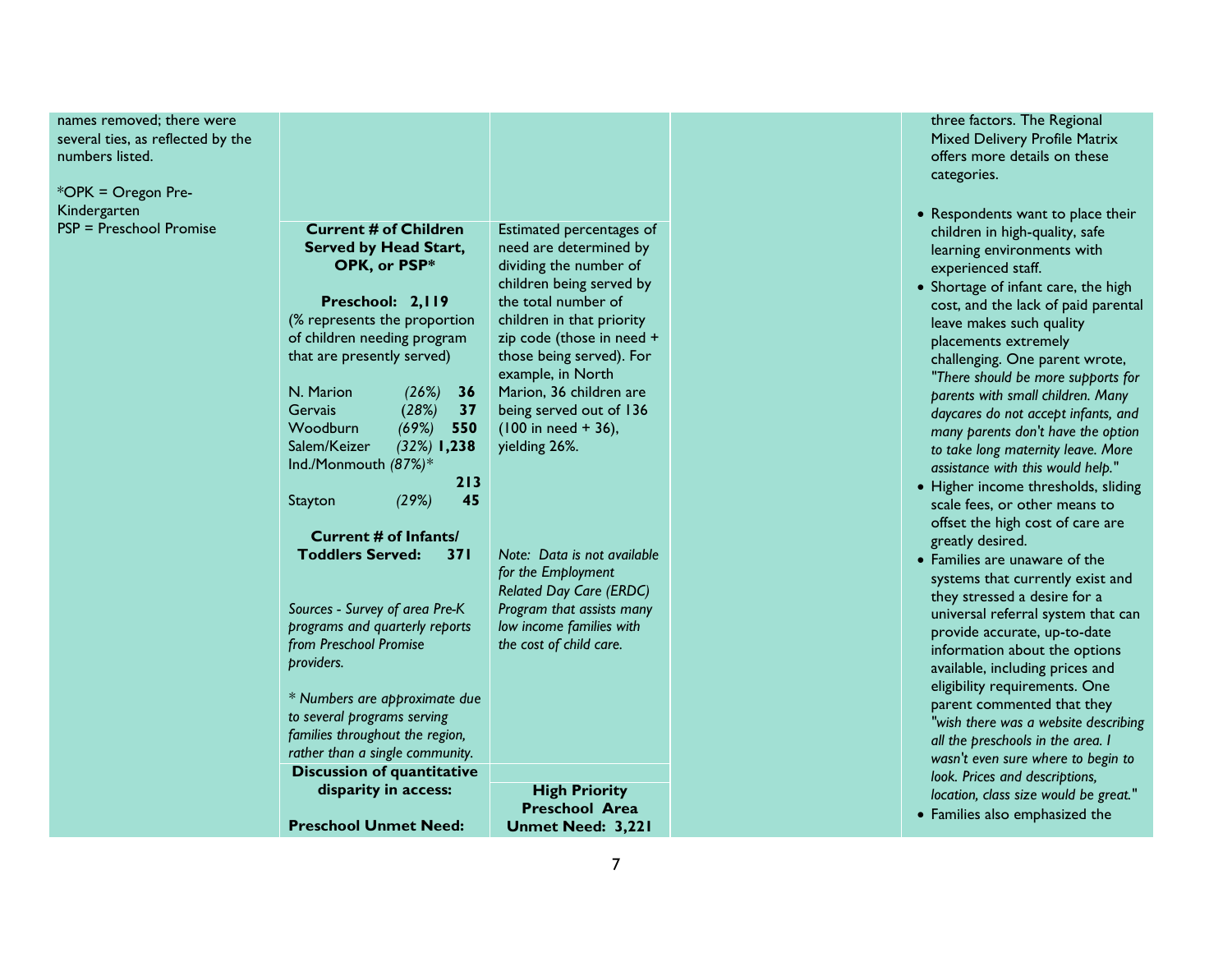| | | | | |
|---|---|---|---|---|
| names removed; there were several ties, as reflected by the numbers listed.<br><br>*OPK = Oregon Pre-Kindergarten<br>PSP = Preschool Promise | | | | three factors. The Regional Mixed Delivery Profile Matrix offers more details on these categories.<br><br>• Respondents want to place their children in high-quality, safe learning environments with experienced staff.<br>• Shortage of infant care, the high cost, and the lack of paid parental leave makes such quality placements extremely challenging. One parent wrote, *"There should be more supports for parents with small children. Many daycares do not accept infants, and many parents don't have the option to take long maternity leave. More assistance with this would help."*<br>• Higher income thresholds, sliding scale fees, or other means to offset the high cost of care are greatly desired.<br>• Families are unaware of the systems that currently exist and they stressed a desire for a universal referral system that can provide accurate, up-to-date information about the options available, including prices and eligibility requirements. One parent commented that they *"wish there was a website describing all the preschools in the area. I wasn't even sure where to begin to look. Prices and descriptions, location, class size would be great."*<br>• Families also emphasized the |
| | **Current # of Children Served by Head Start, OPK, or PSP***<br><br>**Preschool: 2,119**<br>(% represents the proportion of children needing program that are presently served)<br><br>N. Marion *(26%)* **36**<br>Gervais *(28%)* **37**<br>Woodburn *(69%)* **550**<br>Salem/Keizer *(32%)* **1,238**<br>Ind./Monmouth *(87%)** **213**<br>Stayton *(29%)* **45**<br><br>**Current # of Infants/ Toddlers Served: 371**<br><br>*Sources - Survey of area Pre-K programs and quarterly reports from Preschool Promise providers.*<br><br>*\* Numbers are approximate due to several programs serving families throughout the region, rather than a single community.* | Estimated percentages of need are determined by dividing the number of children being served by the total number of children in that priority zip code (those in need + those being served). For example, in North Marion, 36 children are being served out of 136 (100 in need + 36), yielding 26%.<br><br>*Note: Data is not available for the Employment Related Day Care (ERDC) Program that assists many low income families with the cost of child care.* | | |
| | **Discussion of quantitative disparity in access:**<br><br>**Preschool Unmet Need:** | **High Priority Preschool Area Unmet Need: 3,221** | | |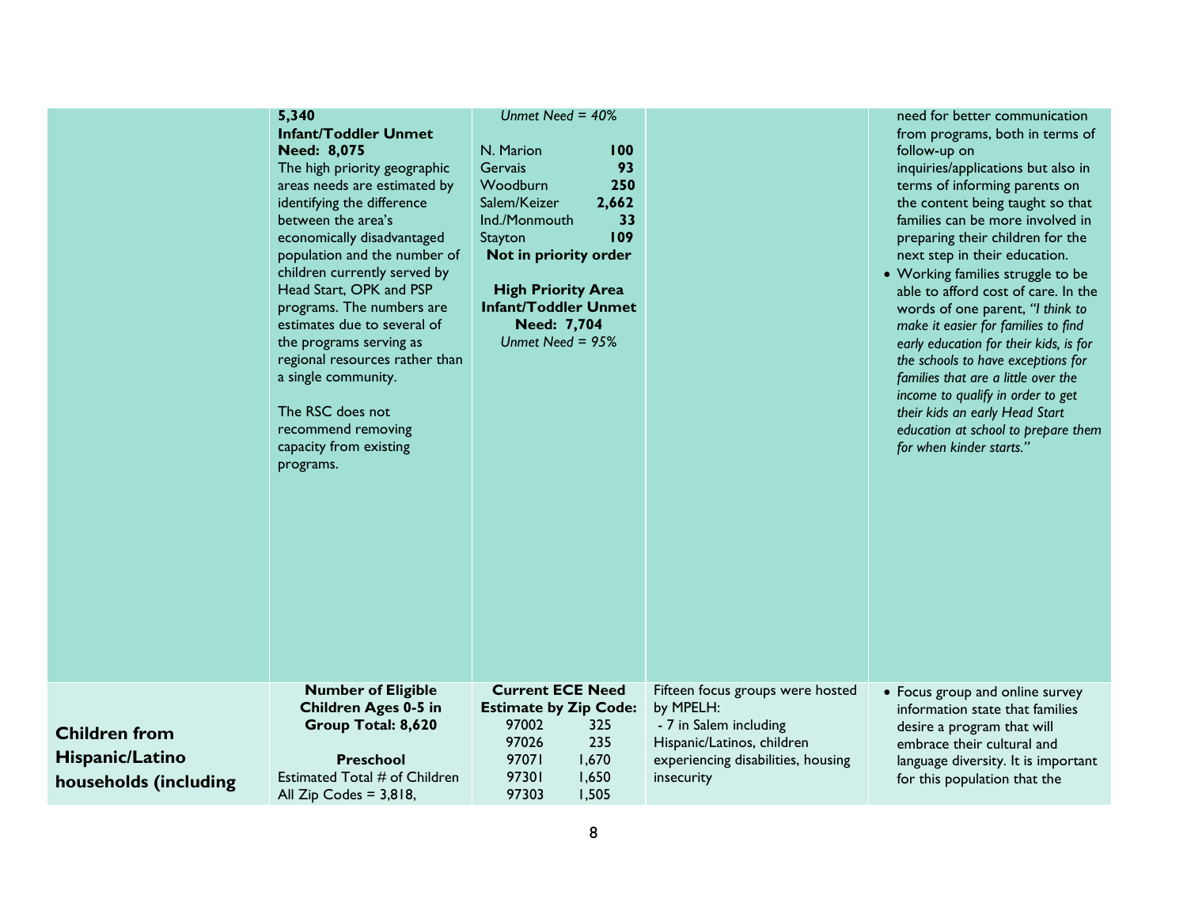| | | | | |
|---|---|---|---|---|
| | **5,340**<br>**Infant/Toddler Unmet Need: 8,075**<br>The high priority geographic areas needs are estimated by identifying the difference between the area's economically disadvantaged population and the number of children currently served by Head Start, OPK and PSP programs. The numbers are estimates due to several of the programs serving as regional resources rather than a single community.<br><br>The RSC does not recommend removing capacity from existing programs. | *Unmet Need = 40%*<br><br>N. Marion **100**<br>Gervais **93**<br>Woodburn **250**<br>Salem/Keizer **2,662**<br>Ind./Monmouth **33**<br>Stayton **109**<br>**Not in priority order**<br><br>**High Priority Area Infant/Toddler Unmet Need: 7,704**<br>*Unmet Need = 95%* | | need for better communication from programs, both in terms of follow-up on inquiries/applications but also in terms of informing parents on the content being taught so that families can be more involved in preparing their children for the next step in their education.<br>• Working families struggle to be able to afford cost of care. In the words of one parent, *"I think to make it easier for families to find early education for their kids, is for the schools to have exceptions for families that are a little over the income to qualify in order to get their kids an early Head Start education at school to prepare them for when kinder starts."* |
| **Children from Hispanic/Latino households (including** | **Number of Eligible Children Ages 0-5 in Group Total: 8,620**<br><br>**Preschool**<br>Estimated Total # of Children All Zip Codes = 3,818, | **Current ECE Need Estimate by Zip Code:**<br>97002 325<br>97026 235<br>97071 1,670<br>97301 1,650<br>97303 1,505 | Fifteen focus groups were hosted by MPELH:<br>- 7 in Salem including Hispanic/Latinos, children experiencing disabilities, housing insecurity | • Focus group and online survey information state that families desire a program that will embrace their cultural and language diversity. It is important for this population that the |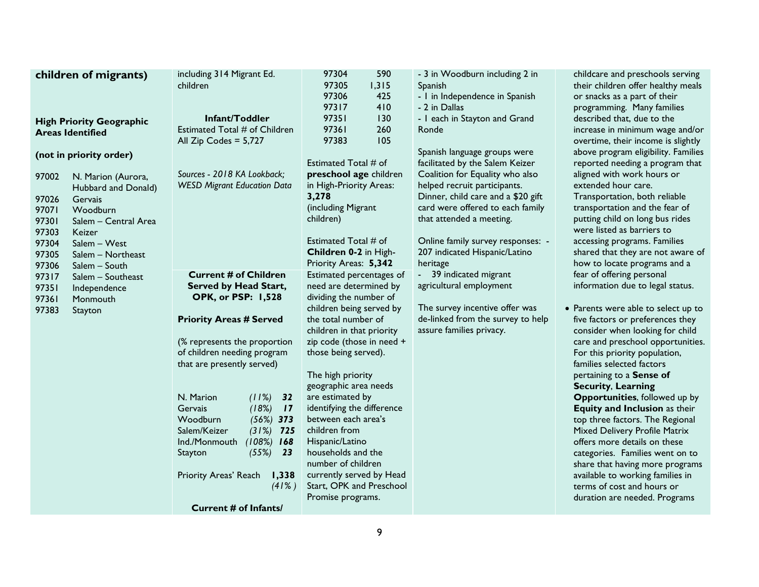| | | | | |
|---|---|---|---|---|
| **children of migrants)**<br><br>**High Priority Geographic Areas Identified**<br><br>**(not in priority order)**<br><br>97002 N. Marion (Aurora, Hubbard and Donald)<br>97026 Gervais<br>97071 Woodburn<br>97301 Salem – Central Area<br>97303 Keizer<br>97304 Salem – West<br>97305 Salem – Northeast<br>97306 Salem – South<br>97317 Salem – Southeast<br>97351 Independence<br>97361 Monmouth<br>97383 Stayton | including 314 Migrant Ed. children<br><br>**Infant/Toddler**<br>Estimated Total # of Children All Zip Codes = 5,727<br><br>*Sources - 2018 KA Lookback; WESD Migrant Education Data*<br><br>**Current # of Children Served by Head Start, OPK, or PSP: 1,528**<br><br>**Priority Areas # Served**<br><br>(% represents the proportion of children needing program that are presently served)<br><br>N. Marion *(11%)* ***32***<br>Gervais *(18%)* ***17***<br>Woodburn *(56%)* ***373***<br>Salem/Keizer *(31%)* ***725***<br>Ind./Monmouth *(108%)* ***168***<br>Stayton *(55%)* ***23***<br><br>Priority Areas' Reach **1,338** *(41%)*<br><br>**Current # of Infants/** | 97304 590<br>97305 1,315<br>97306 425<br>97317 410<br>97351 130<br>97361 260<br>97383 105<br><br>Estimated Total # of **preschool age** children in High-Priority Areas: **3,278** (including Migrant children)<br><br>Estimated Total # of **Children 0-2** in High-Priority Areas: **5,342**<br>Estimated percentages of need are determined by dividing the number of children being served by the total number of children in that priority zip code (those in need + those being served).<br><br>The high priority geographic area needs are estimated by identifying the difference between each area's children from Hispanic/Latino households and the number of children currently served by Head Start, OPK and Preschool Promise programs. | - 3 in Woodburn including 2 in Spanish<br>- 1 in Independence in Spanish<br>- 2 in Dallas<br>- 1 each in Stayton and Grand Ronde<br><br>Spanish language groups were facilitated by the Salem Keizer Coalition for Equality who also helped recruit participants. Dinner, child care and a $20 gift card were offered to each family that attended a meeting.<br><br>Online family survey responses: - 207 indicated Hispanic/Latino heritage<br>- 39 indicated migrant agricultural employment<br><br>The survey incentive offer was de-linked from the survey to help assure families privacy. | childcare and preschools serving their children offer healthy meals or snacks as a part of their programming. Many families described that, due to the increase in minimum wage and/or overtime, their income is slightly above program eligibility. Families reported needing a program that aligned with work hours or extended hour care. Transportation, both reliable transportation and the fear of putting child on long bus rides were listed as barriers to accessing programs. Families shared that they are not aware of how to locate programs and a fear of offering personal information due to legal status.<br><br>• Parents were able to select up to five factors or preferences they consider when looking for child care and preschool opportunities. For this priority population, families selected factors pertaining to a **Sense of Security**, **Learning Opportunities**, followed up by **Equity and Inclusion** as their top three factors. The Regional Mixed Delivery Profile Matrix offers more details on these categories. Families went on to share that having more programs available to working families in terms of cost and hours or duration are needed. Programs |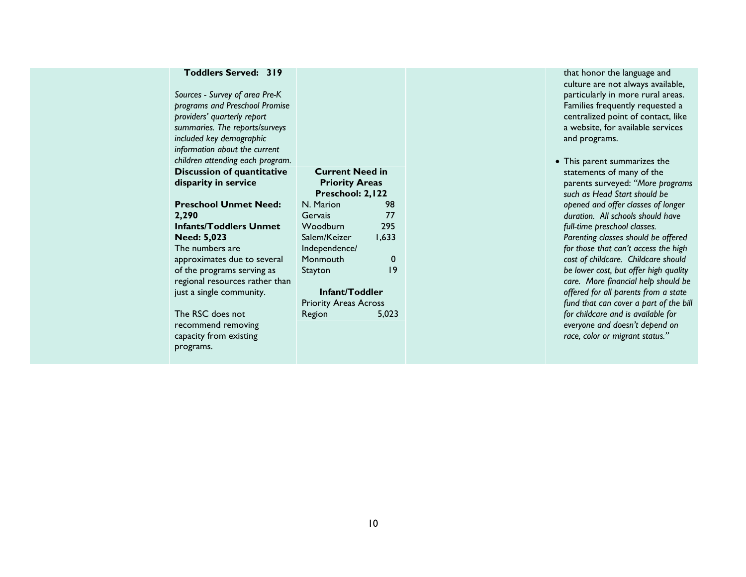| | | | | |
|---|---|---|---|---|
| | **Toddlers Served: 319**<br><br>*Sources - Survey of area Pre-K programs and Preschool Promise providers' quarterly report summaries. The reports/surveys included key demographic information about the current children attending each program.* | | | that honor the language and culture are not always available, particularly in more rural areas. Families frequently requested a centralized point of contact, like a website, for available services and programs.<br><br>• This parent summarizes the statements of many of the parents surveyed: *"More programs such as Head Start should be opened and offer classes of longer duration. All schools should have full-time preschool classes. Parenting classes should be offered for those that can't access the high cost of childcare. Childcare should be lower cost, but offer high quality care. More financial help should be offered for all parents from a state fund that can cover a part of the bill for childcare and is available for everyone and doesn't depend on race, color or migrant status."* |
| | **Discussion of quantitative disparity in service**<br><br>**Preschool Unmet Need: 2,290**<br>**Infants/Toddlers Unmet Need: 5,023**<br>The numbers are approximates due to several of the programs serving as regional resources rather than just a single community.<br><br>The RSC does not recommend removing capacity from existing programs. | **Current Need in Priority Areas Preschool: 2,122**<br>N. Marion 98<br>Gervais 77<br>Woodburn 295<br>Salem/Keizer 1,633<br>Independence/ Monmouth 0<br>Stayton 19<br><br>**Infant/Toddler**<br>Priority Areas Across Region 5,023 | | |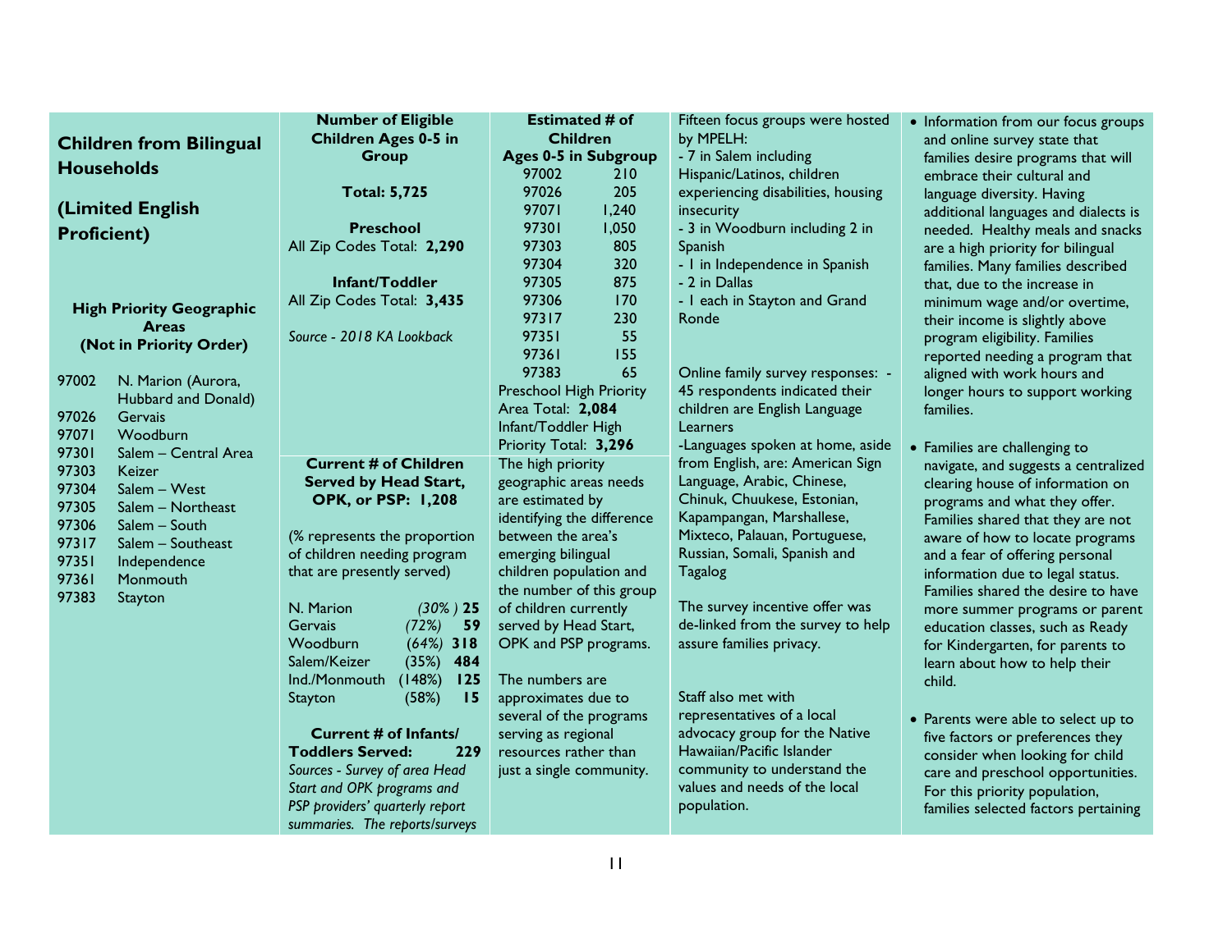## Children from Bilingual Households

## (Limited English Proficient)

### High Priority Geographic Areas (Not in Priority Order)

| | |
|---|---|
| 97002 | N. Marion (Aurora, Hubbard and Donald) |
| 97026 | Gervais |
| 97071 | Woodburn |
| 97301 | Salem – Central Area |
| 97303 | Keizer |
| 97304 | Salem – West |
| 97305 | Salem – Northeast |
| 97306 | Salem – South |
| 97317 | Salem – Southeast |
| 97351 | Independence |
| 97361 | Monmouth |
| 97383 | Stayton |

**Number of Eligible Children Ages 0-5 in Group**

**Total: 5,725**

**Preschool**
All Zip Codes Total: **2,290**

**Infant/Toddler**
All Zip Codes Total: **3,435**

*Source - 2018 KA Lookback*

**Current # of Children Served by Head Start, OPK, or PSP: 1,208**

(% represents the proportion of children needing program that are presently served)

| | | |
|---|---|---|
| N. Marion | *(30%)* | **25** |
| Gervais | *(72%)* | **59** |
| Woodburn | *(64%)* | **318** |
| Salem/Keizer | (35%) | **484** |
| Ind./Monmouth | (148%) | **125** |
| Stayton | (58%) | **15** |

**Current # of Infants/ Toddlers Served: 229**

*Sources - Survey of area Head Start and OPK programs and PSP providers' quarterly report summaries. The reports/surveys*

**Estimated # of Children Ages 0-5 in Subgroup**

| | |
|---|---|
| 97002 | 210 |
| 97026 | 205 |
| 97071 | 1,240 |
| 97301 | 1,050 |
| 97303 | 805 |
| 97304 | 320 |
| 97305 | 875 |
| 97306 | 170 |
| 97317 | 230 |
| 97351 | 55 |
| 97361 | 155 |
| 97383 | 65 |

Preschool High Priority Area Total: **2,084**
Infant/Toddler High Priority Total: **3,296**

The high priority geographic areas needs are estimated by identifying the difference between the area's emerging bilingual children population and the number of this group of children currently served by Head Start, OPK and PSP programs.

The numbers are approximates due to several of the programs serving as regional resources rather than just a single community.

Fifteen focus groups were hosted by MPELH:
- 7 in Salem including Hispanic/Latinos, children experiencing disabilities, housing insecurity
- 3 in Woodburn including 2 in Spanish
- 1 in Independence in Spanish
- 2 in Dallas
- 1 each in Stayton and Grand Ronde

Online family survey responses: - 45 respondents indicated their children are English Language Learners
-Languages spoken at home, aside from English, are: American Sign Language, Arabic, Chinese, Chinuk, Chuukese, Estonian, Kapampangan, Marshallese, Mixteco, Palauan, Portuguese, Russian, Somali, Spanish and Tagalog

The survey incentive offer was de-linked from the survey to help assure families privacy.

Staff also met with representatives of a local advocacy group for the Native Hawaiian/Pacific Islander community to understand the values and needs of the local population.

- Information from our focus groups and online survey state that families desire programs that will embrace their cultural and language diversity. Having additional languages and dialects is needed. Healthy meals and snacks are a high priority for bilingual families. Many families described that, due to the increase in minimum wage and/or overtime, their income is slightly above program eligibility. Families reported needing a program that aligned with work hours and longer hours to support working families.
- Families are challenging to navigate, and suggests a centralized clearing house of information on programs and what they offer. Families shared that they are not aware of how to locate programs and a fear of offering personal information due to legal status. Families shared the desire to have more summer programs or parent education classes, such as Ready for Kindergarten, for parents to learn about how to help their child.
- Parents were able to select up to five factors or preferences they consider when looking for child care and preschool opportunities. For this priority population, families selected factors pertaining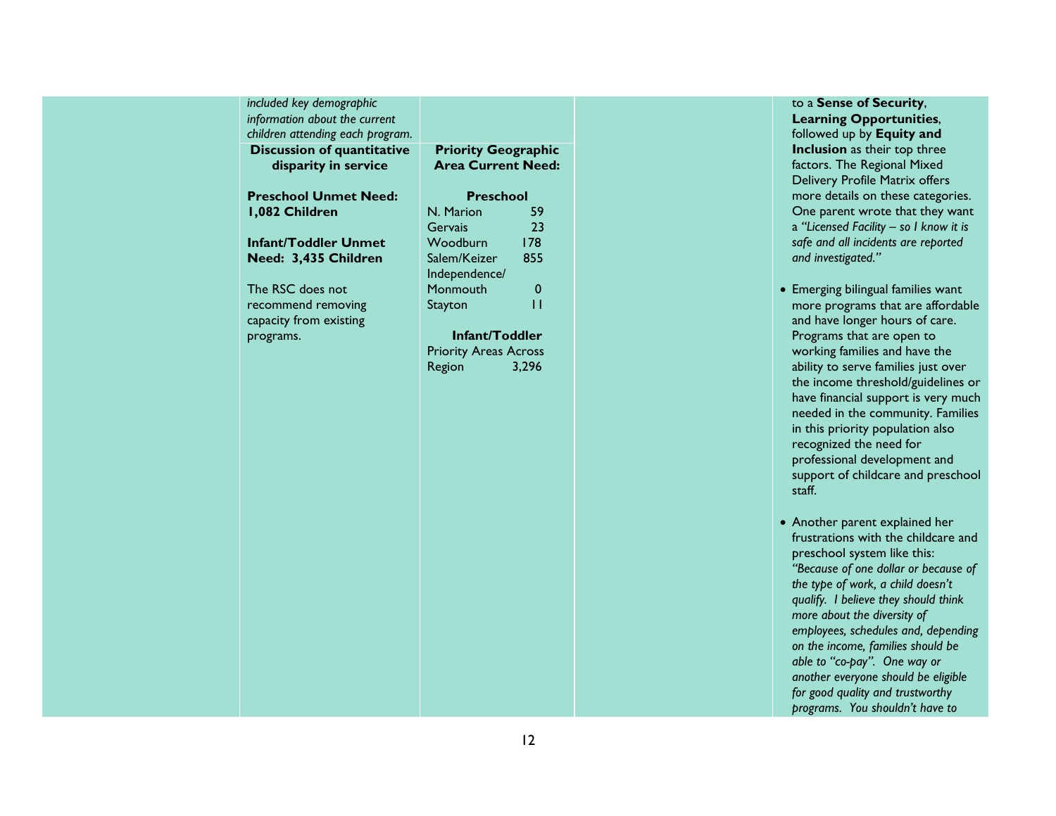*included key demographic information about the current children attending each program.*

**Discussion of quantitative disparity in service**

**Preschool Unmet Need: 1,082 Children**

**Infant/Toddler Unmet Need: 3,435 Children**

The RSC does not recommend removing capacity from existing programs.

**Priority Geographic Area Current Need:**

**Preschool**

| Area | Need |
|---|---|
| N. Marion | 59 |
| Gervais | 23 |
| Woodburn | 178 |
| Salem/Keizer | 855 |
| Independence/ Monmouth | 0 |
| Stayton | 11 |

**Infant/Toddler**

| Area | Need |
|---|---|
| Priority Areas Across Region | 3,296 |

to a **Sense of Security**, **Learning Opportunities**, followed up by **Equity and Inclusion** as their top three factors. The Regional Mixed Delivery Profile Matrix offers more details on these categories. One parent wrote that they want a *"Licensed Facility – so I know it is safe and all incidents are reported and investigated."*

- Emerging bilingual families want more programs that are affordable and have longer hours of care. Programs that are open to working families and have the ability to serve families just over the income threshold/guidelines or have financial support is very much needed in the community. Families in this priority population also recognized the need for professional development and support of childcare and preschool staff.

- Another parent explained her frustrations with the childcare and preschool system like this: *"Because of one dollar or because of the type of work, a child doesn't qualify. I believe they should think more about the diversity of employees, schedules and, depending on the income, families should be able to "co-pay". One way or another everyone should be eligible for good quality and trustworthy programs. You shouldn't have to*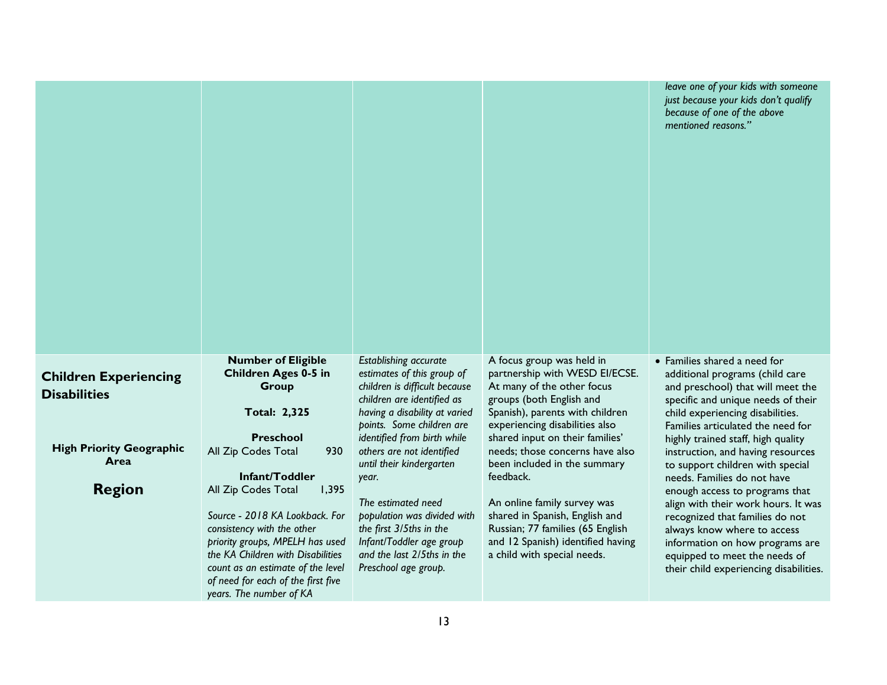| | | | | |
|---|---|---|---|---|
| | | | | *leave one of your kids with someone just because your kids don't qualify because of one of the above mentioned reasons."* |
| **Children Experiencing Disabilities**<br><br>**High Priority Geographic Area**<br><br>**Region** | **Number of Eligible Children Ages 0-5 in Group**<br><br>**Total: 2,325**<br><br>**Preschool**<br>All Zip Codes Total 930<br><br>**Infant/Toddler**<br>All Zip Codes Total 1,395<br><br>*Source - 2018 KA Lookback. For consistency with the other priority groups, MPELH has used the KA Children with Disabilities count as an estimate of the level of need for each of the first five years. The number of KA* | *Establishing accurate estimates of this group of children is difficult because children are identified as having a disability at varied points. Some children are identified from birth while others are not identified until their kindergarten year.*<br><br>*The estimated need population was divided with the first 3/5ths in the Infant/Toddler age group and the last 2/5ths in the Preschool age group.* | A focus group was held in partnership with WESD EI/ECSE. At many of the other focus groups (both English and Spanish), parents with children experiencing disabilities also shared input on their families' needs; those concerns have also been included in the summary feedback.<br><br>An online family survey was shared in Spanish, English and Russian; 77 families (65 English and 12 Spanish) identified having a child with special needs. | • Families shared a need for additional programs (child care and preschool) that will meet the specific and unique needs of their child experiencing disabilities. Families articulated the need for highly trained staff, high quality instruction, and having resources to support children with special needs. Families do not have enough access to programs that align with their work hours. It was recognized that families do not always know where to access information on how programs are equipped to meet the needs of their child experiencing disabilities. |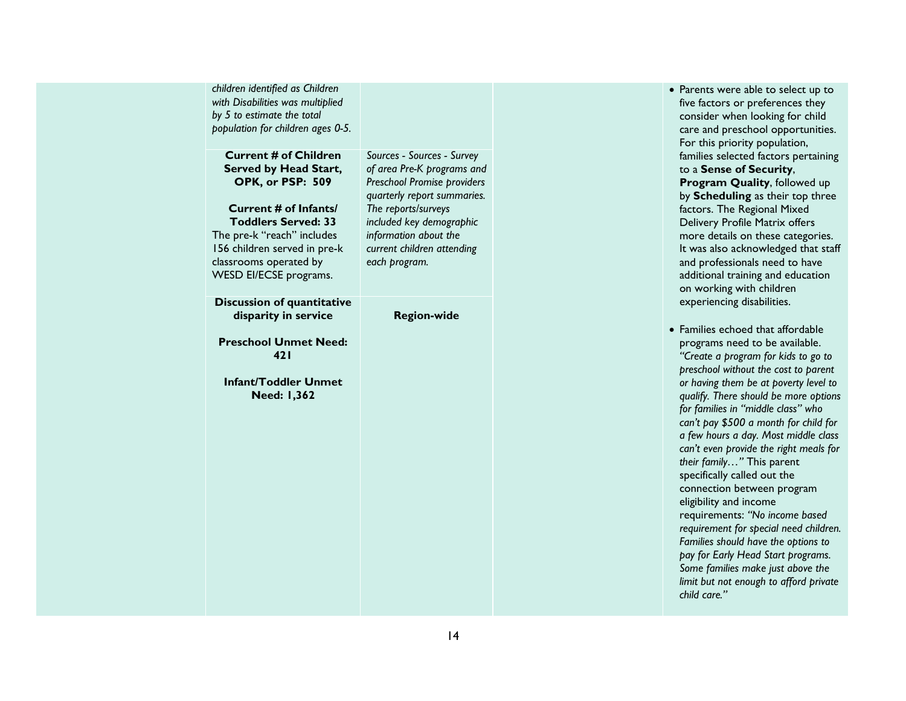| | | | | |
|---|---|---|---|---|
| | *children identified as Children with Disabilities was multiplied by 5 to estimate the total population for children ages 0-5.* | | | • Parents were able to select up to five factors or preferences they consider when looking for child care and preschool opportunities. For this priority population, families selected factors pertaining to a **Sense of Security**, **Program Quality**, followed up by **Scheduling** as their top three factors. The Regional Mixed Delivery Profile Matrix offers more details on these categories. It was also acknowledged that staff and professionals need to have additional training and education on working with children experiencing disabilities.<br><br>• Families echoed that affordable programs need to be available. *"Create a program for kids to go to preschool without the cost to parent or having them be at poverty level to qualify. There should be more options for families in "middle class" who can't pay $500 a month for child for a few hours a day. Most middle class can't even provide the right meals for their family…"* This parent specifically called out the connection between program eligibility and income requirements: *"No income based requirement for special need children. Families should have the options to pay for Early Head Start programs. Some families make just above the limit but not enough to afford private child care."* |
| | **Current # of Children Served by Head Start, OPK, or PSP: 509**<br><br>**Current # of Infants/ Toddlers Served: 33**<br>The pre-k "reach" includes 156 children served in pre-k classrooms operated by WESD EI/ECSE programs. | *Sources - Sources - Survey of area Pre-K programs and Preschool Promise providers quarterly report summaries. The reports/surveys included key demographic information about the current children attending each program.* | | |
| | **Discussion of quantitative disparity in service**<br><br>**Preschool Unmet Need: 421**<br><br>**Infant/Toddler Unmet Need: 1,362** | **Region-wide** | | |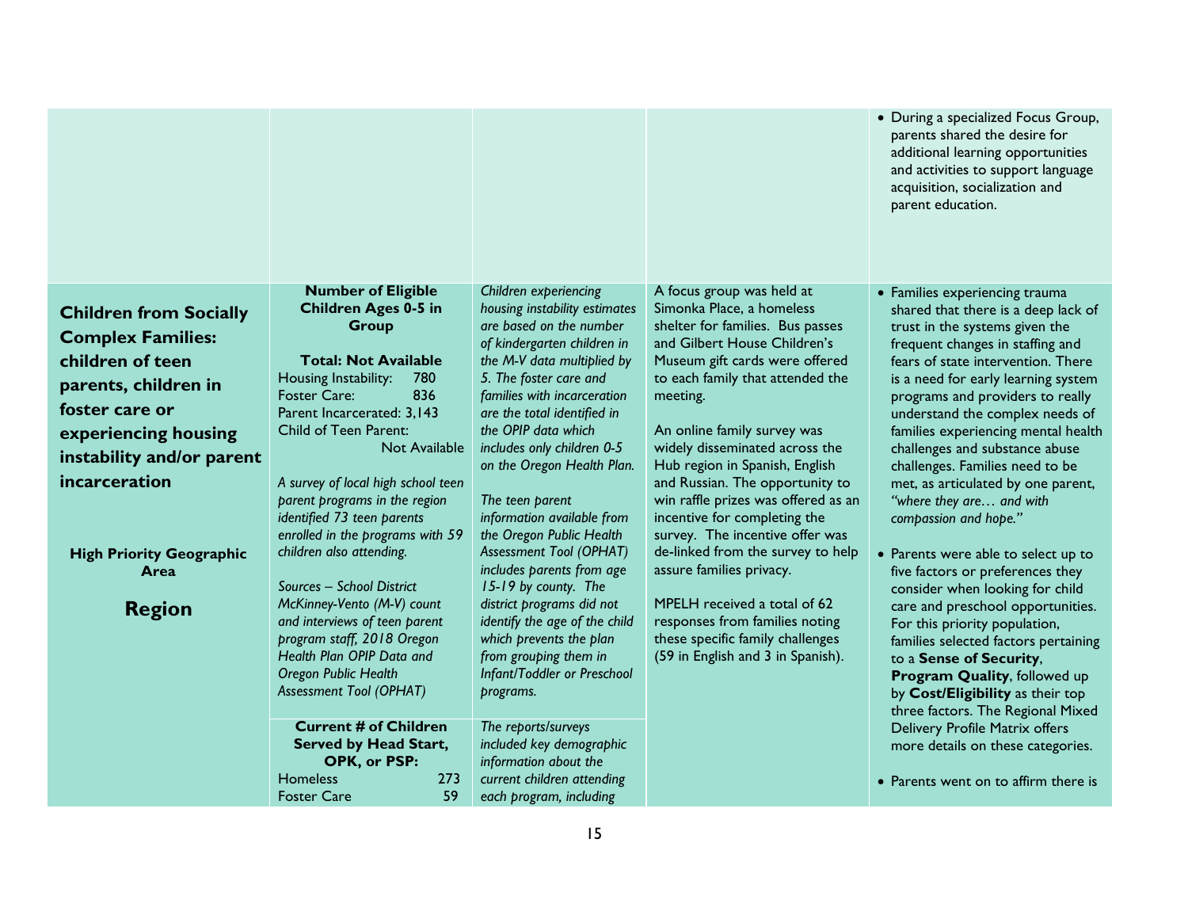| | | | | |
|---|---|---|---|---|
| | | | | • During a specialized Focus Group, parents shared the desire for additional learning opportunities and activities to support language acquisition, socialization and parent education. |
| **Children from Socially Complex Families: children of teen parents, children in foster care or experiencing housing instability and/or parent incarceration**<br><br>**High Priority Geographic Area**<br><br>**Region** | **Number of Eligible Children Ages 0-5 in Group**<br><br>**Total: Not Available**<br>Housing Instability: 780<br>Foster Care: 836<br>Parent Incarcerated: 3,143<br>Child of Teen Parent: Not Available<br><br>*A survey of local high school teen parent programs in the region identified 73 teen parents enrolled in the programs with 59 children also attending.*<br><br>*Sources – School District McKinney-Vento (M-V) count and interviews of teen parent program staff, 2018 Oregon Health Plan OPIP Data and Oregon Public Health Assessment Tool (OPHAT)* | *Children experiencing housing instability estimates are based on the number of kindergarten children in the M-V data multiplied by 5. The foster care and families with incarceration are the total identified in the OPIP data which includes only children 0-5 on the Oregon Health Plan.*<br><br>*The teen parent information available from the Oregon Public Health Assessment Tool (OPHAT) includes parents from age 15-19 by county. The district programs did not identify the age of the child which prevents the plan from grouping them in Infant/Toddler or Preschool programs.* | A focus group was held at Simonka Place, a homeless shelter for families. Bus passes and Gilbert House Children's Museum gift cards were offered to each family that attended the meeting.<br><br>An online family survey was widely disseminated across the Hub region in Spanish, English and Russian. The opportunity to win raffle prizes was offered as an incentive for completing the survey. The incentive offer was de-linked from the survey to help assure families privacy.<br><br>MPELH received a total of 62 responses from families noting these specific family challenges (59 in English and 3 in Spanish). | • Families experiencing trauma shared that there is a deep lack of trust in the systems given the frequent changes in staffing and fears of state intervention. There is a need for early learning system programs and providers to really understand the complex needs of families experiencing mental health challenges and substance abuse challenges. Families need to be met, as articulated by one parent, *"where they are… and with compassion and hope."*<br><br>• Parents were able to select up to five factors or preferences they consider when looking for child care and preschool opportunities. For this priority population, families selected factors pertaining to a **Sense of Security**, **Program Quality**, followed up by **Cost/Eligibility** as their top three factors. The Regional Mixed Delivery Profile Matrix offers more details on these categories.<br><br>• Parents went on to affirm there is |
| | **Current # of Children Served by Head Start, OPK, or PSP:**<br>Homeless 273<br>Foster Care 59 | *The reports/surveys included key demographic information about the current children attending each program, including* | | |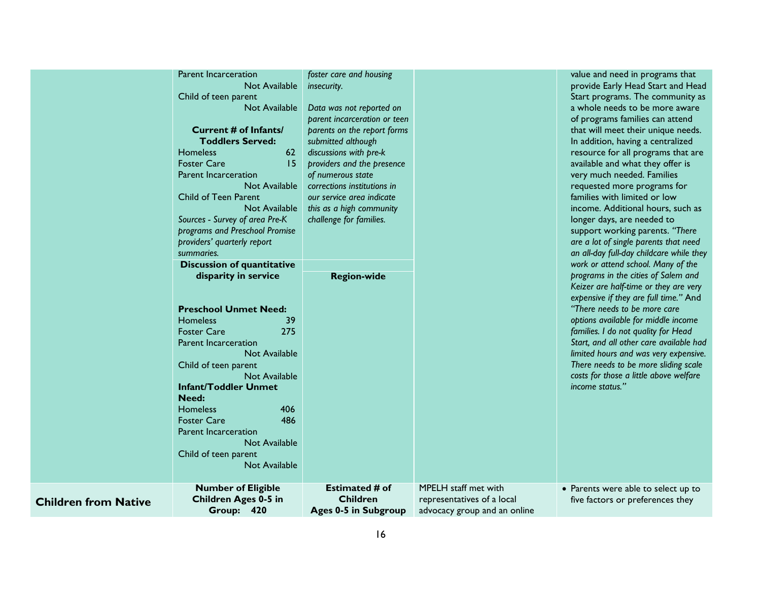| | | | | |
|---|---|---|---|---|
| | Parent Incarceration Not Available<br>Child of teen parent Not Available<br><br>**Current # of Infants/ Toddlers Served:**<br>Homeless 62<br>Foster Care 15<br>Parent Incarceration Not Available<br>Child of Teen Parent Not Available<br>*Sources - Survey of area Pre-K programs and Preschool Promise providers' quarterly report summaries.* | *foster care and housing insecurity.*<br><br>*Data was not reported on parent incarceration or teen parents on the report forms submitted although discussions with pre-k providers and the presence of numerous state corrections institutions in our service area indicate this as a high community challenge for families.* | | value and need in programs that provide Early Head Start and Head Start programs. The community as a whole needs to be more aware of programs families can attend that will meet their unique needs. In addition, having a centralized resource for all programs that are available and what they offer is very much needed. Families requested more programs for families with limited or low income. Additional hours, such as longer days, are needed to support working parents. *"There are a lot of single parents that need an all-day full-day childcare while they work or attend school. Many of the programs in the cities of Salem and Keizer are half-time or they are very expensive if they are full time."* And *"There needs to be more care options available for middle income families. I do not quality for Head Start, and all other care available had limited hours and was very expensive. There needs to be more sliding scale costs for those a little above welfare income status."* |
| | **Discussion of quantitative disparity in service**<br><br>**Preschool Unmet Need:**<br>Homeless 39<br>Foster Care 275<br>Parent Incarceration Not Available<br>Child of teen parent Not Available<br>**Infant/Toddler Unmet Need:**<br>Homeless 406<br>Foster Care 486<br>Parent Incarceration Not Available<br>Child of teen parent Not Available | **Region-wide** | | |
| **Children from Native** | **Number of Eligible Children Ages 0-5 in Group: 420** | **Estimated # of Children Ages 0-5 in Subgroup** | MPELH staff met with representatives of a local advocacy group and an online | • Parents were able to select up to five factors or preferences they |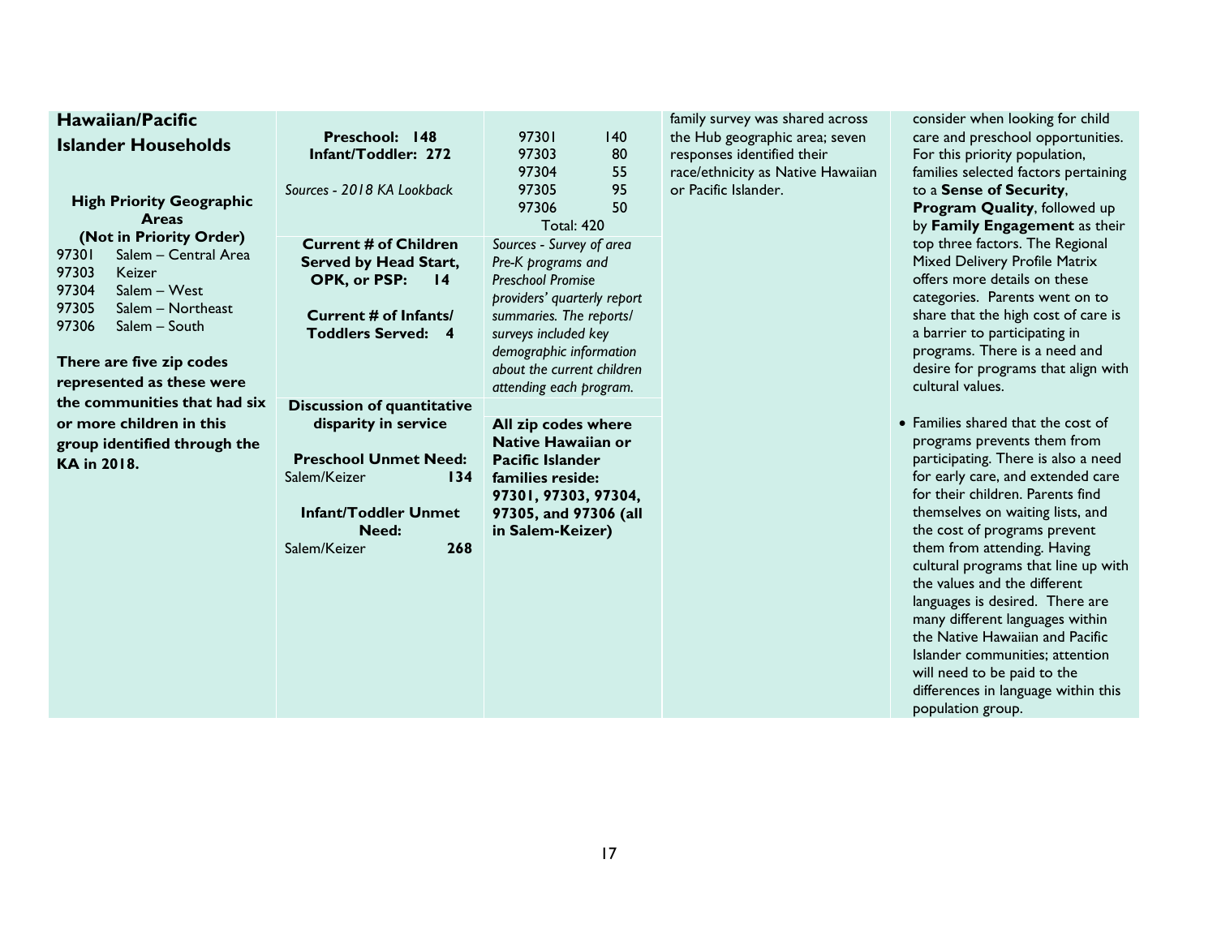| Hawaiian/Pacific Islander Households | | | | |
|---|---|---|---|---|
| **High Priority Geographic Areas (Not in Priority Order)**<br>97301 Salem – Central Area<br>97303 Keizer<br>97304 Salem – West<br>97305 Salem – Northeast<br>97306 Salem – South<br><br>**There are five zip codes represented as these were the communities that had six or more children in this group identified through the KA in 2018.** | **Preschool: 148**<br>**Infant/Toddler: 272**<br><br>*Sources - 2018 KA Lookback* | 97301 140<br>97303 80<br>97304 55<br>97305 95<br>97306 50<br>Total: 420 | family survey was shared across the Hub geographic area; seven responses identified their race/ethnicity as Native Hawaiian or Pacific Islander. | consider when looking for child care and preschool opportunities. For this priority population, families selected factors pertaining to a **Sense of Security**, **Program Quality**, followed up by **Family Engagement** as their top three factors. The Regional Mixed Delivery Profile Matrix offers more details on these categories. Parents went on to share that the high cost of care is a barrier to participating in programs. There is a need and desire for programs that align with cultural values.<br><br>• Families shared that the cost of programs prevents them from participating. There is also a need for early care, and extended care for their children. Parents find themselves on waiting lists, and the cost of programs prevent them from attending. Having cultural programs that line up with the values and the different languages is desired. There are many different languages within the Native Hawaiian and Pacific Islander communities; attention will need to be paid to the differences in language within this population group. |
| | **Current # of Children Served by Head Start, OPK, or PSP: 14**<br><br>**Current # of Infants/ Toddlers Served: 4** | *Sources - Survey of area Pre-K programs and Preschool Promise providers' quarterly report summaries. The reports/ surveys included key demographic information about the current children attending each program.* | | |
| | **Discussion of quantitative disparity in service**<br><br>**Preschool Unmet Need:**<br>Salem/Keizer **134**<br><br>**Infant/Toddler Unmet Need:**<br>Salem/Keizer **268** | **All zip codes where Native Hawaiian or Pacific Islander families reside: 97301, 97303, 97304, 97305, and 97306 (all in Salem-Keizer)** | | |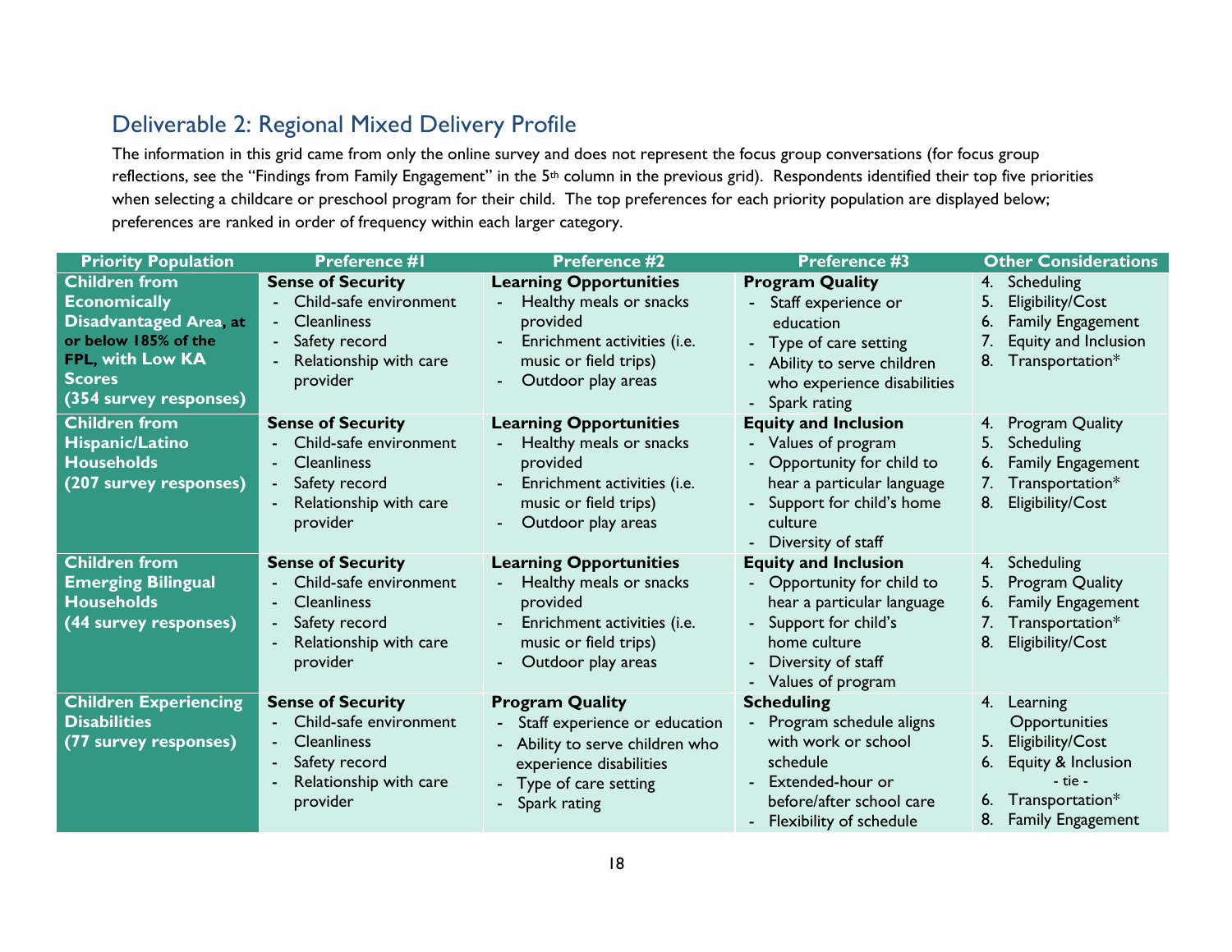## Deliverable 2: Regional Mixed Delivery Profile

The information in this grid came from only the online survey and does not represent the focus group conversations (for focus group reflections, see the "Findings from Family Engagement" in the 5th column in the previous grid). Respondents identified their top five priorities when selecting a childcare or preschool program for their child. The top preferences for each priority population are displayed below; preferences are ranked in order of frequency within each larger category.

| Priority Population | Preference #1 | Preference #2 | Preference #3 | Other Considerations |
|---|---|---|---|---|
| **Children from Economically Disadvantaged Area, at or below 185% of the FPL, with Low KA Scores (354 survey responses)** | **Sense of Security**<br>- Child-safe environment<br>- Cleanliness<br>- Safety record<br>- Relationship with care provider | **Learning Opportunities**<br>- Healthy meals or snacks provided<br>- Enrichment activities (i.e. music or field trips)<br>- Outdoor play areas | **Program Quality**<br>- Staff experience or education<br>- Type of care setting<br>- Ability to serve children who experience disabilities<br>- Spark rating | 4. Scheduling<br>5. Eligibility/Cost<br>6. Family Engagement<br>7. Equity and Inclusion<br>8. Transportation* |
| **Children from Hispanic/Latino Households (207 survey responses)** | **Sense of Security**<br>- Child-safe environment<br>- Cleanliness<br>- Safety record<br>- Relationship with care provider | **Learning Opportunities**<br>- Healthy meals or snacks provided<br>- Enrichment activities (i.e. music or field trips)<br>- Outdoor play areas | **Equity and Inclusion**<br>- Values of program<br>- Opportunity for child to hear a particular language<br>- Support for child's home culture<br>- Diversity of staff | 4. Program Quality<br>5. Scheduling<br>6. Family Engagement<br>7. Transportation*<br>8. Eligibility/Cost |
| **Children from Emerging Bilingual Households (44 survey responses)** | **Sense of Security**<br>- Child-safe environment<br>- Cleanliness<br>- Safety record<br>- Relationship with care provider | **Learning Opportunities**<br>- Healthy meals or snacks provided<br>- Enrichment activities (i.e. music or field trips)<br>- Outdoor play areas | **Equity and Inclusion**<br>- Opportunity for child to hear a particular language<br>- Support for child's home culture<br>- Diversity of staff<br>- Values of program | 4. Scheduling<br>5. Program Quality<br>6. Family Engagement<br>7. Transportation*<br>8. Eligibility/Cost |
| **Children Experiencing Disabilities (77 survey responses)** | **Sense of Security**<br>- Child-safe environment<br>- Cleanliness<br>- Safety record<br>- Relationship with care provider | **Program Quality**<br>- Staff experience or education<br>- Ability to serve children who experience disabilities<br>- Type of care setting<br>- Spark rating | **Scheduling**<br>- Program schedule aligns with work or school schedule<br>- Extended-hour or before/after school care<br>- Flexibility of schedule | 4. Learning Opportunities<br>5. Eligibility/Cost<br>6. Equity & Inclusion<br>- tie -<br>6. Transportation*<br>8. Family Engagement |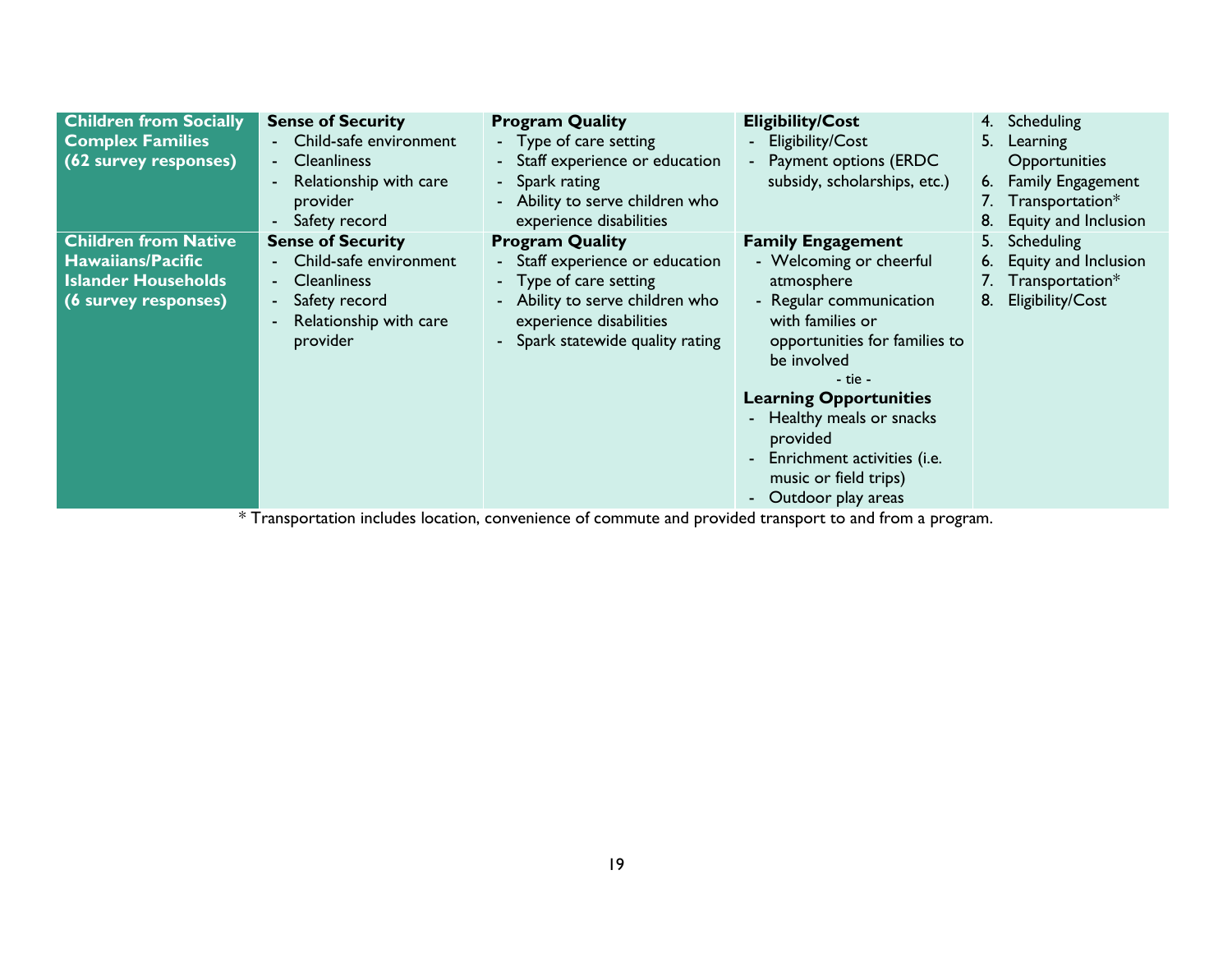| | | | | |
|---|---|---|---|---|
| **Children from Socially Complex Families (62 survey responses)** | **Sense of Security**<br>- Child-safe environment<br>- Cleanliness<br>- Relationship with care provider<br>- Safety record | **Program Quality**<br>- Type of care setting<br>- Staff experience or education<br>- Spark rating<br>- Ability to serve children who experience disabilities | **Eligibility/Cost**<br>- Eligibility/Cost<br>- Payment options (ERDC subsidy, scholarships, etc.) | 4. Scheduling<br>5. Learning Opportunities<br>6. Family Engagement<br>7. Transportation*<br>8. Equity and Inclusion |
| **Children from Native Hawaiians/Pacific Islander Households (6 survey responses)** | **Sense of Security**<br>- Child-safe environment<br>- Cleanliness<br>- Safety record<br>- Relationship with care provider | **Program Quality**<br>- Staff experience or education<br>- Type of care setting<br>- Ability to serve children who experience disabilities<br>- Spark statewide quality rating | **Family Engagement**<br>- Welcoming or cheerful atmosphere<br>- Regular communication with families or opportunities for families to be involved<br>- tie -<br>**Learning Opportunities**<br>- Healthy meals or snacks provided<br>- Enrichment activities (i.e. music or field trips)<br>- Outdoor play areas | 5. Scheduling<br>6. Equity and Inclusion<br>7. Transportation*<br>8. Eligibility/Cost |

* Transportation includes location, convenience of commute and provided transport to and from a program.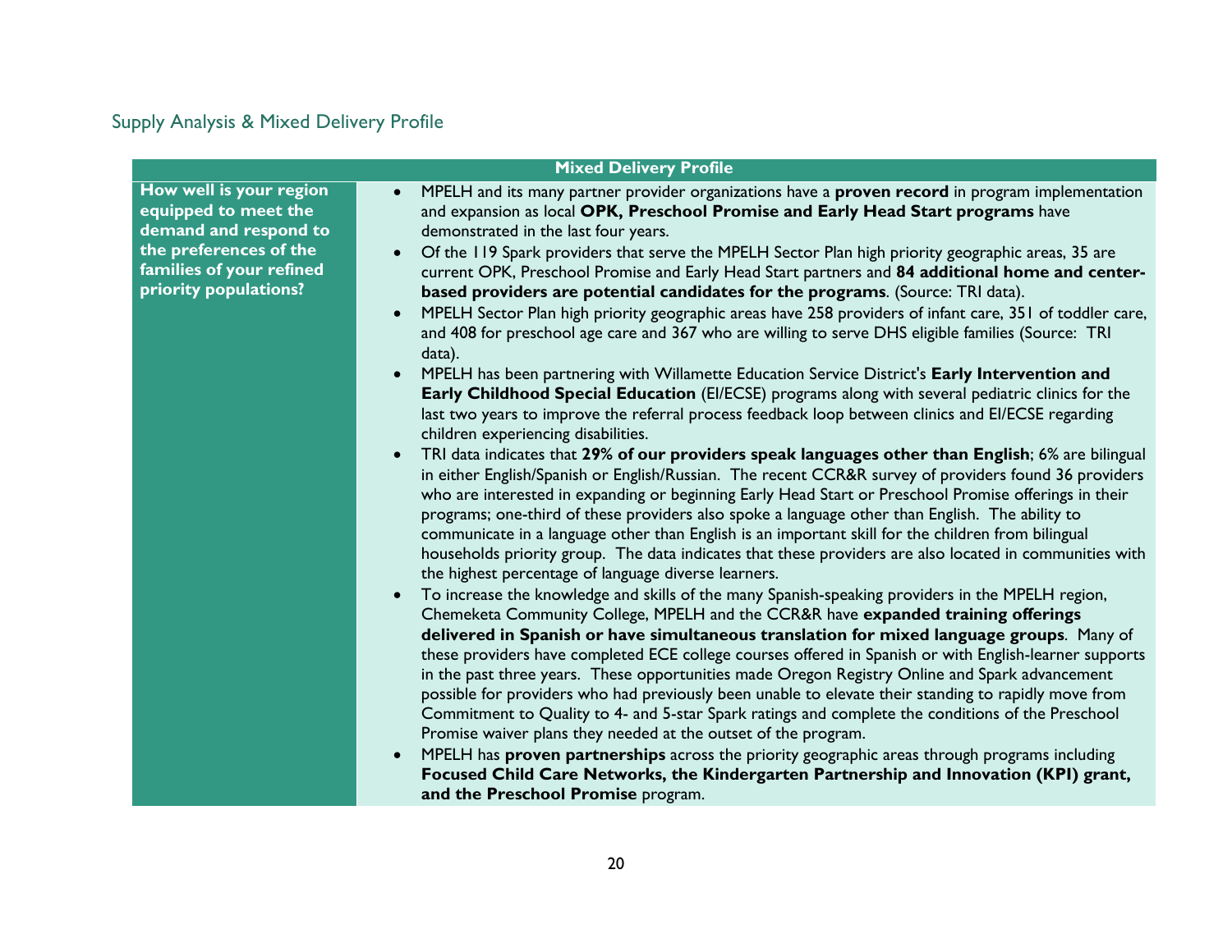## Supply Analysis & Mixed Delivery Profile

| Mixed Delivery Profile | |
|---|---|
| **How well is your region equipped to meet the demand and respond to the preferences of the families of your refined priority populations?** | • MPELH and its many partner provider organizations have a **proven record** in program implementation and expansion as local **OPK, Preschool Promise and Early Head Start programs** have demonstrated in the last four years.<br>• Of the 119 Spark providers that serve the MPELH Sector Plan high priority geographic areas, 35 are current OPK, Preschool Promise and Early Head Start partners and **84 additional home and center-based providers are potential candidates for the programs**. (Source: TRI data).<br>• MPELH Sector Plan high priority geographic areas have 258 providers of infant care, 351 of toddler care, and 408 for preschool age care and 367 who are willing to serve DHS eligible families (Source: TRI data).<br>• MPELH has been partnering with Willamette Education Service District's **Early Intervention and Early Childhood Special Education** (EI/ECSE) programs along with several pediatric clinics for the last two years to improve the referral process feedback loop between clinics and EI/ECSE regarding children experiencing disabilities.<br>• TRI data indicates that **29% of our providers speak languages other than English**; 6% are bilingual in either English/Spanish or English/Russian. The recent CCR&R survey of providers found 36 providers who are interested in expanding or beginning Early Head Start or Preschool Promise offerings in their programs; one-third of these providers also spoke a language other than English. The ability to communicate in a language other than English is an important skill for the children from bilingual households priority group. The data indicates that these providers are also located in communities with the highest percentage of language diverse learners.<br>• To increase the knowledge and skills of the many Spanish-speaking providers in the MPELH region, Chemeketa Community College, MPELH and the CCR&R have **expanded training offerings delivered in Spanish or have simultaneous translation for mixed language groups**. Many of these providers have completed ECE college courses offered in Spanish or with English-learner supports in the past three years. These opportunities made Oregon Registry Online and Spark advancement possible for providers who had previously been unable to elevate their standing to rapidly move from Commitment to Quality to 4- and 5-star Spark ratings and complete the conditions of the Preschool Promise waiver plans they needed at the outset of the program.<br>• MPELH has **proven partnerships** across the priority geographic areas through programs including **Focused Child Care Networks, the Kindergarten Partnership and Innovation (KPI) grant, and the Preschool Promise** program. |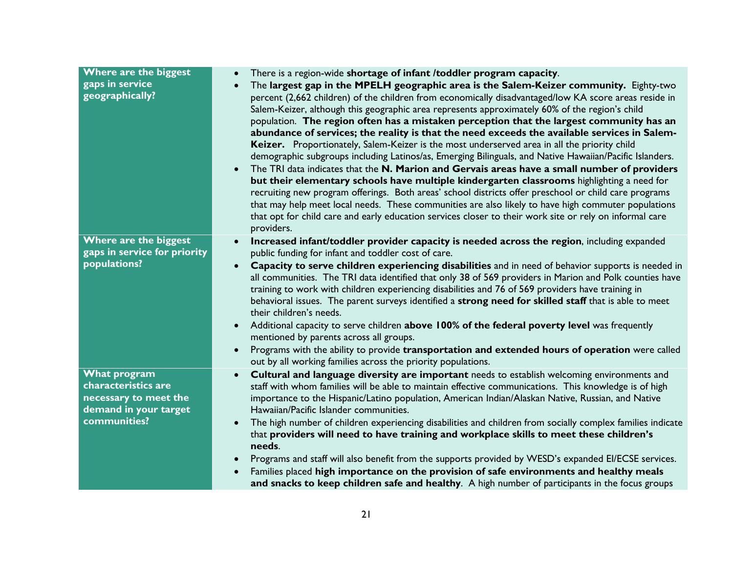| | |
|---|---|
| **Where are the biggest gaps in service geographically?** | • There is a region-wide **shortage of infant /toddler program capacity**.<br>• The **largest gap in the MPELH geographic area is the Salem-Keizer community.** Eighty-two percent (2,662 children) of the children from economically disadvantaged/low KA score areas reside in Salem-Keizer, although this geographic area represents approximately 60% of the region's child population. **The region often has a mistaken perception that the largest community has an abundance of services; the reality is that the need exceeds the available services in Salem-Keizer.** Proportionately, Salem-Keizer is the most underserved area in all the priority child demographic subgroups including Latinos/as, Emerging Bilinguals, and Native Hawaiian/Pacific Islanders.<br>• The TRI data indicates that the **N. Marion and Gervais areas have a small number of providers but their elementary schools have multiple kindergarten classrooms** highlighting a need for recruiting new program offerings. Both areas' school districts offer preschool or child care programs that may help meet local needs. These communities are also likely to have high commuter populations that opt for child care and early education services closer to their work site or rely on informal care providers. |
| **Where are the biggest gaps in service for priority populations?** | • **Increased infant/toddler provider capacity is needed across the region**, including expanded public funding for infant and toddler cost of care.<br>• **Capacity to serve children experiencing disabilities** and in need of behavior supports is needed in all communities. The TRI data identified that only 38 of 569 providers in Marion and Polk counties have training to work with children experiencing disabilities and 76 of 569 providers have training in behavioral issues. The parent surveys identified a **strong need for skilled staff** that is able to meet their children's needs.<br>• Additional capacity to serve children **above 100% of the federal poverty level** was frequently mentioned by parents across all groups.<br>• Programs with the ability to provide **transportation and extended hours of operation** were called out by all working families across the priority populations. |
| **What program characteristics are necessary to meet the demand in your target communities?** | • **Cultural and language diversity are important** needs to establish welcoming environments and staff with whom families will be able to maintain effective communications. This knowledge is of high importance to the Hispanic/Latino population, American Indian/Alaskan Native, Russian, and Native Hawaiian/Pacific Islander communities.<br>• The high number of children experiencing disabilities and children from socially complex families indicate that **providers will need to have training and workplace skills to meet these children's needs**.<br>• Programs and staff will also benefit from the supports provided by WESD's expanded EI/ECSE services.<br>• Families placed **high importance on the provision of safe environments and healthy meals and snacks to keep children safe and healthy**. A high number of participants in the focus groups |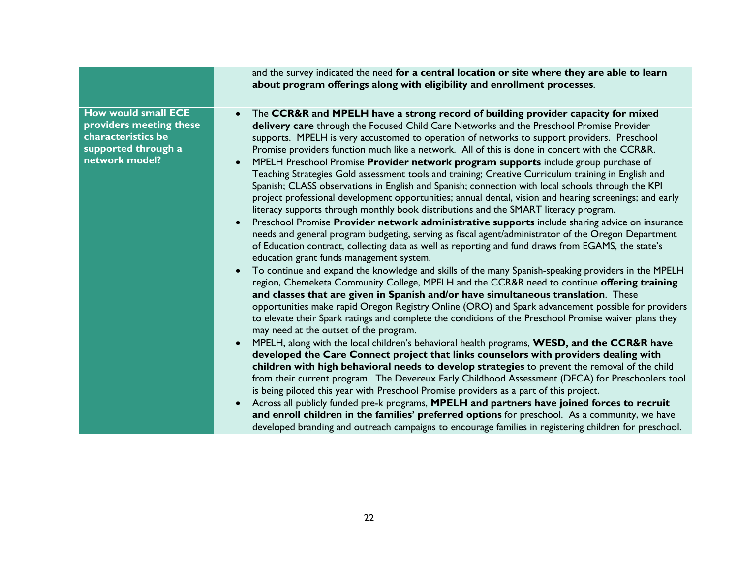| | |
|---|---|
| | and the survey indicated the need **for a central location or site where they are able to learn about program offerings along with eligibility and enrollment processes**. |
| **How would small ECE providers meeting these characteristics be supported through a network model?** | • The **CCR&R and MPELH have a strong record of building provider capacity for mixed delivery care** through the Focused Child Care Networks and the Preschool Promise Provider supports. MPELH is very accustomed to operation of networks to support providers. Preschool Promise providers function much like a network. All of this is done in concert with the CCR&R.<br>• MPELH Preschool Promise **Provider network program supports** include group purchase of Teaching Strategies Gold assessment tools and training; Creative Curriculum training in English and Spanish; CLASS observations in English and Spanish; connection with local schools through the KPI project professional development opportunities; annual dental, vision and hearing screenings; and early literacy supports through monthly book distributions and the SMART literacy program.<br>• Preschool Promise **Provider network administrative supports** include sharing advice on insurance needs and general program budgeting, serving as fiscal agent/administrator of the Oregon Department of Education contract, collecting data as well as reporting and fund draws from EGAMS, the state's education grant funds management system.<br>• To continue and expand the knowledge and skills of the many Spanish-speaking providers in the MPELH region, Chemeketa Community College, MPELH and the CCR&R need to continue **offering training and classes that are given in Spanish and/or have simultaneous translation**. These opportunities make rapid Oregon Registry Online (ORO) and Spark advancement possible for providers to elevate their Spark ratings and complete the conditions of the Preschool Promise waiver plans they may need at the outset of the program.<br>• MPELH, along with the local children's behavioral health programs, **WESD, and the CCR&R have developed the Care Connect project that links counselors with providers dealing with children with high behavioral needs to develop strategies** to prevent the removal of the child from their current program. The Devereux Early Childhood Assessment (DECA) for Preschoolers tool is being piloted this year with Preschool Promise providers as a part of this project.<br>• Across all publicly funded pre-k programs, **MPELH and partners have joined forces to recruit and enroll children in the families' preferred options** for preschool. As a community, we have developed branding and outreach campaigns to encourage families in registering children for preschool. |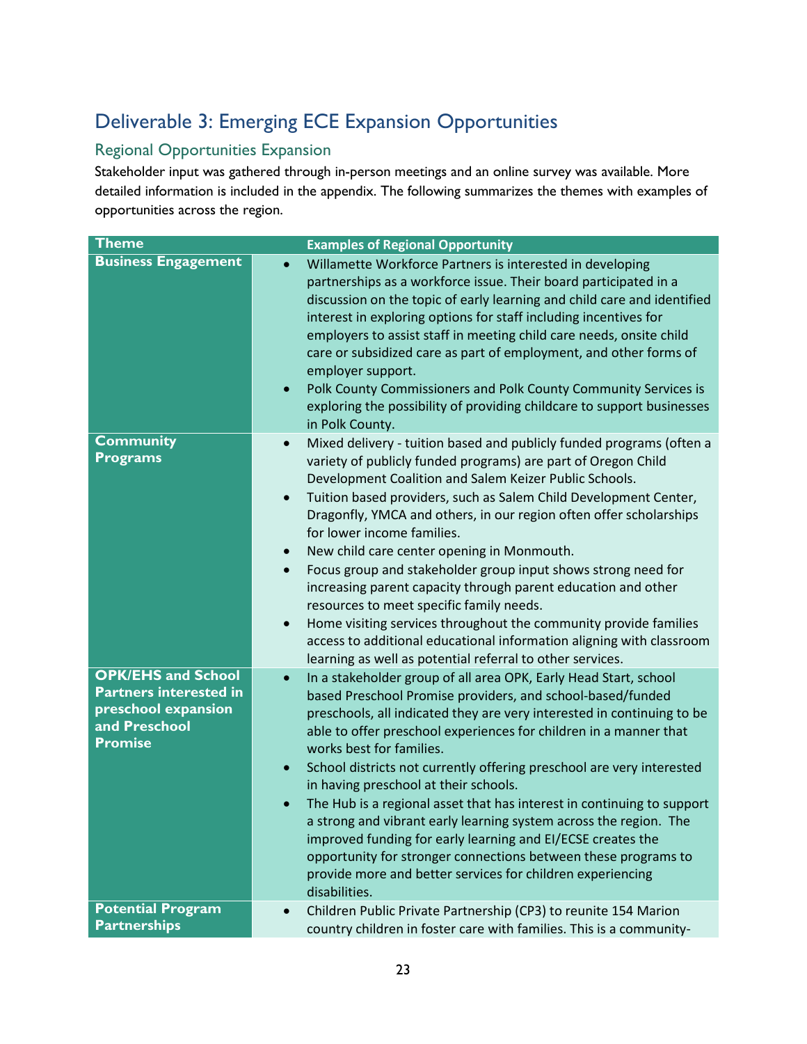## Deliverable 3: Emerging ECE Expansion Opportunities

### Regional Opportunities Expansion

Stakeholder input was gathered through in-person meetings and an online survey was available. More detailed information is included in the appendix. The following summarizes the themes with examples of opportunities across the region.

| Theme | Examples of Regional Opportunity |
|---|---|
| **Business Engagement** | • Willamette Workforce Partners is interested in developing partnerships as a workforce issue. Their board participated in a discussion on the topic of early learning and child care and identified interest in exploring options for staff including incentives for employers to assist staff in meeting child care needs, onsite child care or subsidized care as part of employment, and other forms of employer support.<br>• Polk County Commissioners and Polk County Community Services is exploring the possibility of providing childcare to support businesses in Polk County. |
| **Community Programs** | • Mixed delivery - tuition based and publicly funded programs (often a variety of publicly funded programs) are part of Oregon Child Development Coalition and Salem Keizer Public Schools.<br>• Tuition based providers, such as Salem Child Development Center, Dragonfly, YMCA and others, in our region often offer scholarships for lower income families.<br>• New child care center opening in Monmouth.<br>• Focus group and stakeholder group input shows strong need for increasing parent capacity through parent education and other resources to meet specific family needs.<br>• Home visiting services throughout the community provide families access to additional educational information aligning with classroom learning as well as potential referral to other services. |
| **OPK/EHS and School Partners interested in preschool expansion and Preschool Promise** | • In a stakeholder group of all area OPK, Early Head Start, school based Preschool Promise providers, and school-based/funded preschools, all indicated they are very interested in continuing to be able to offer preschool experiences for children in a manner that works best for families.<br>• School districts not currently offering preschool are very interested in having preschool at their schools.<br>• The Hub is a regional asset that has interest in continuing to support a strong and vibrant early learning system across the region. The improved funding for early learning and EI/ECSE creates the opportunity for stronger connections between these programs to provide more and better services for children experiencing disabilities. |
| **Potential Program Partnerships** | • Children Public Private Partnership (CP3) to reunite 154 Marion country children in foster care with families. This is a community- |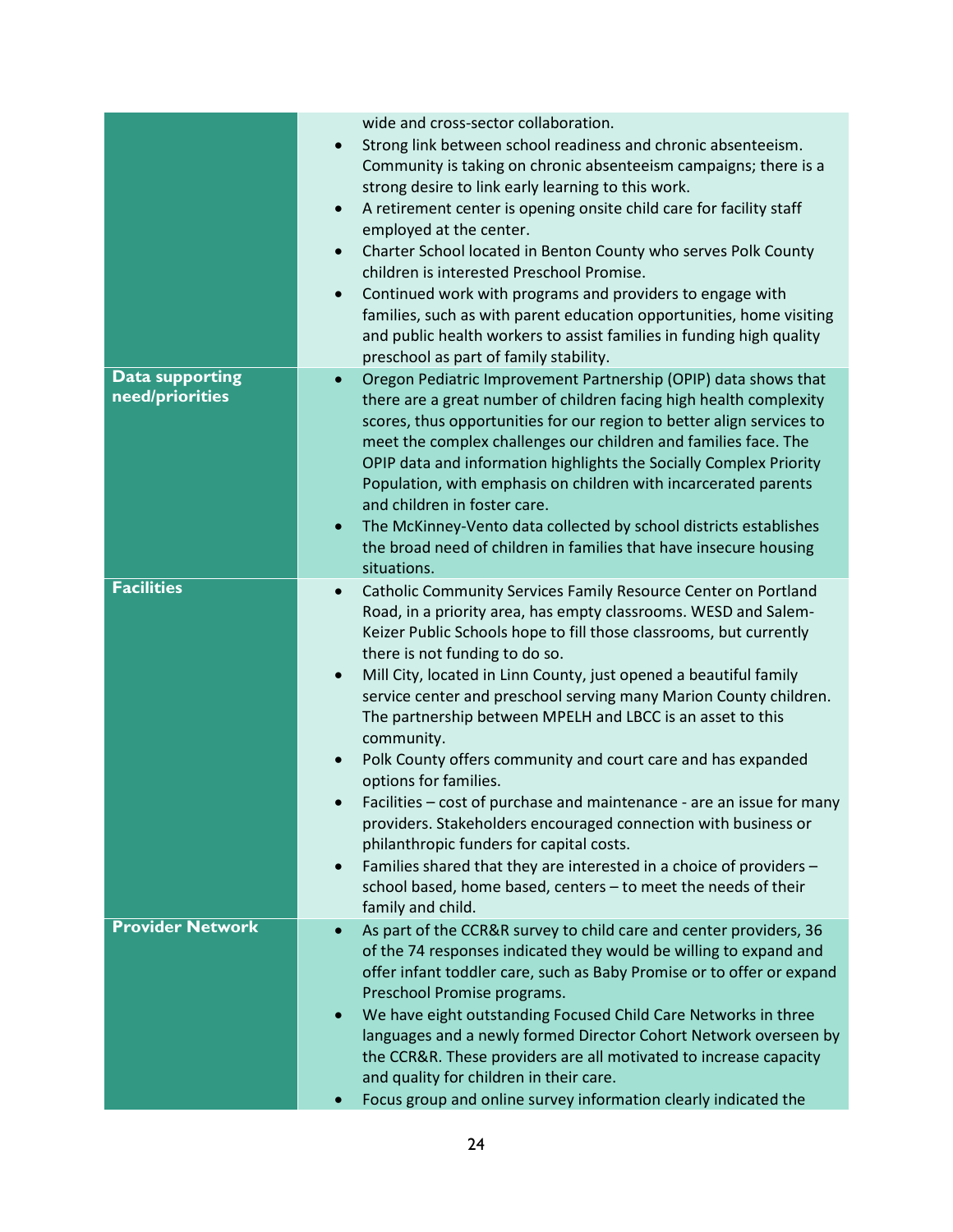| | |
|---|---|
| | wide and cross-sector collaboration.<br>• Strong link between school readiness and chronic absenteeism. Community is taking on chronic absenteeism campaigns; there is a strong desire to link early learning to this work.<br>• A retirement center is opening onsite child care for facility staff employed at the center.<br>• Charter School located in Benton County who serves Polk County children is interested Preschool Promise.<br>• Continued work with programs and providers to engage with families, such as with parent education opportunities, home visiting and public health workers to assist families in funding high quality preschool as part of family stability. |
| **Data supporting need/priorities** | • Oregon Pediatric Improvement Partnership (OPIP) data shows that there are a great number of children facing high health complexity scores, thus opportunities for our region to better align services to meet the complex challenges our children and families face. The OPIP data and information highlights the Socially Complex Priority Population, with emphasis on children with incarcerated parents and children in foster care.<br>• The McKinney-Vento data collected by school districts establishes the broad need of children in families that have insecure housing situations. |
| **Facilities** | • Catholic Community Services Family Resource Center on Portland Road, in a priority area, has empty classrooms. WESD and Salem-Keizer Public Schools hope to fill those classrooms, but currently there is not funding to do so.<br>• Mill City, located in Linn County, just opened a beautiful family service center and preschool serving many Marion County children. The partnership between MPELH and LBCC is an asset to this community.<br>• Polk County offers community and court care and has expanded options for families.<br>• Facilities – cost of purchase and maintenance - are an issue for many providers. Stakeholders encouraged connection with business or philanthropic funders for capital costs.<br>• Families shared that they are interested in a choice of providers – school based, home based, centers – to meet the needs of their family and child. |
| **Provider Network** | • As part of the CCR&R survey to child care and center providers, 36 of the 74 responses indicated they would be willing to expand and offer infant toddler care, such as Baby Promise or to offer or expand Preschool Promise programs.<br>• We have eight outstanding Focused Child Care Networks in three languages and a newly formed Director Cohort Network overseen by the CCR&R. These providers are all motivated to increase capacity and quality for children in their care.<br>• Focus group and online survey information clearly indicated the |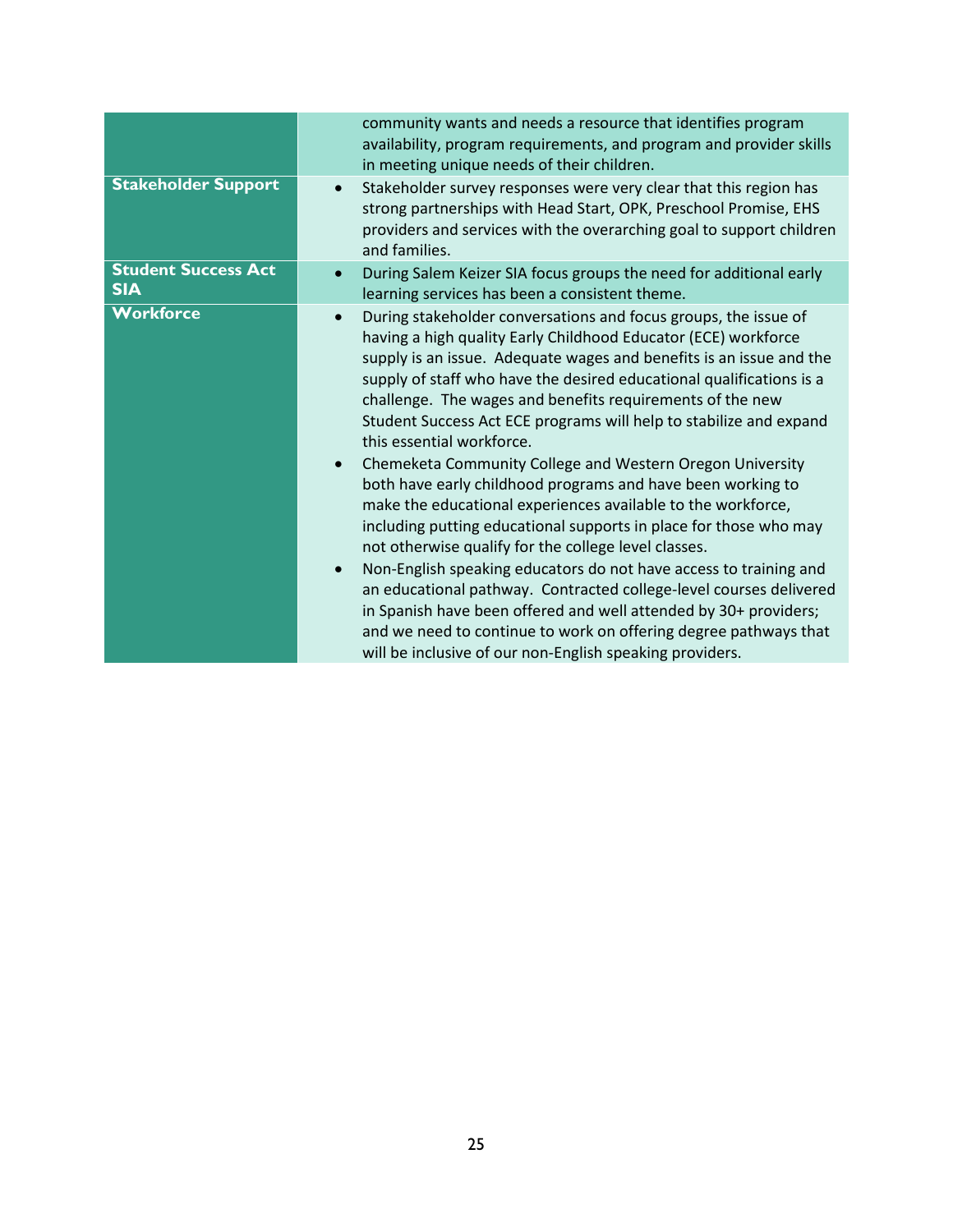| | |
|---|---|
| | community wants and needs a resource that identifies program availability, program requirements, and program and provider skills in meeting unique needs of their children. |
| **Stakeholder Support** | • Stakeholder survey responses were very clear that this region has strong partnerships with Head Start, OPK, Preschool Promise, EHS providers and services with the overarching goal to support children and families. |
| **Student Success Act SIA** | • During Salem Keizer SIA focus groups the need for additional early learning services has been a consistent theme. |
| **Workforce** | • During stakeholder conversations and focus groups, the issue of having a high quality Early Childhood Educator (ECE) workforce supply is an issue. Adequate wages and benefits is an issue and the supply of staff who have the desired educational qualifications is a challenge. The wages and benefits requirements of the new Student Success Act ECE programs will help to stabilize and expand this essential workforce.<br>• Chemeketa Community College and Western Oregon University both have early childhood programs and have been working to make the educational experiences available to the workforce, including putting educational supports in place for those who may not otherwise qualify for the college level classes.<br>• Non-English speaking educators do not have access to training and an educational pathway. Contracted college-level courses delivered in Spanish have been offered and well attended by 30+ providers; and we need to continue to work on offering degree pathways that will be inclusive of our non-English speaking providers. |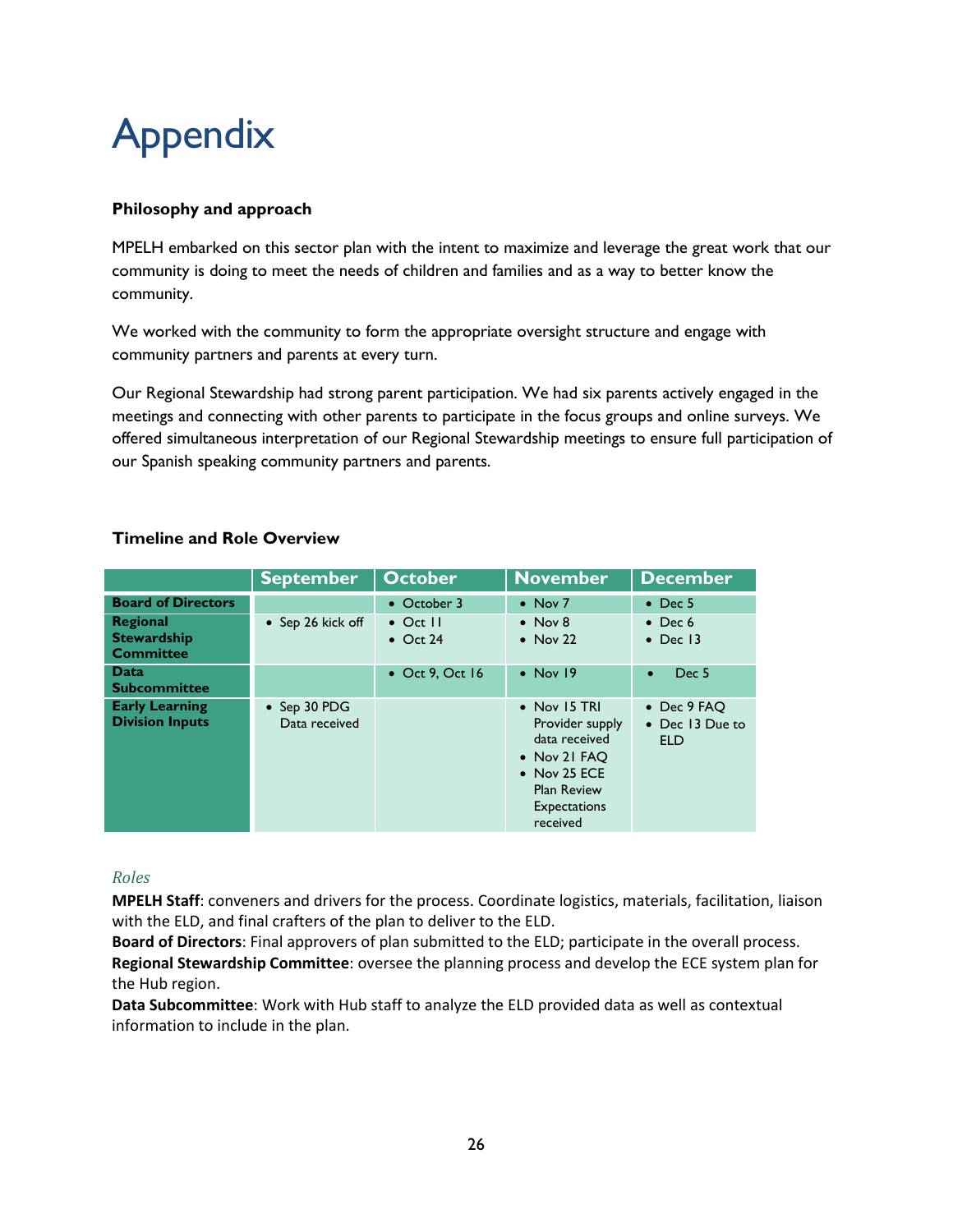// Appendix

**Philosophy and approach**

MPELH embarked on this sector plan with the intent to maximize and leverage the great work that our community is doing to meet the needs of children and families and as a way to better know the community.

We worked with the community to form the appropriate oversight structure and engage with community partners and parents at every turn.

Our Regional Stewardship had strong parent participation. We had six parents actively engaged in the meetings and connecting with other parents to participate in the focus groups and online surveys. We offered simultaneous interpretation of our Regional Stewardship meetings to ensure full participation of our Spanish speaking community partners and parents.

**Timeline and Role Overview**

| | September | October | November | December |
|---|---|---|---|---|
| **Board of Directors** | | • October 3 | • Nov 7 | • Dec 5 |
| **Regional Stewardship Committee** | • Sep 26 kick off | • Oct 11<br>• Oct 24 | • Nov 8<br>• Nov 22 | • Dec 6<br>• Dec 13 |
| **Data Subcommittee** | | • Oct 9, Oct 16 | • Nov 19 | • Dec 5 |
| **Early Learning Division Inputs** | • Sep 30 PDG Data received | | • Nov 15 TRI Provider supply data received<br>• Nov 21 FAQ<br>• Nov 25 ECE Plan Review Expectations received | • Dec 9 FAQ<br>• Dec 13 Due to ELD |

*Roles*

**MPELH Staff**: conveners and drivers for the process. Coordinate logistics, materials, facilitation, liaison with the ELD, and final crafters of the plan to deliver to the ELD.
**Board of Directors**: Final approvers of plan submitted to the ELD; participate in the overall process.
**Regional Stewardship Committee**: oversee the planning process and develop the ECE system plan for the Hub region.
**Data Subcommittee**: Work with Hub staff to analyze the ELD provided data as well as contextual information to include in the plan.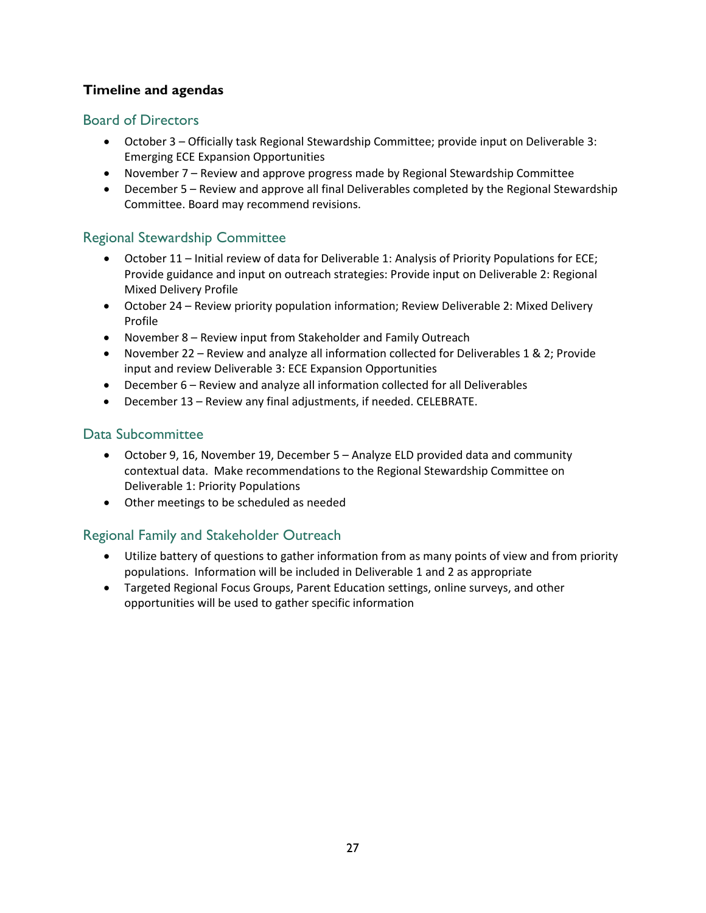**Timeline and agendas**

## Board of Directors

- October 3 – Officially task Regional Stewardship Committee; provide input on Deliverable 3: Emerging ECE Expansion Opportunities
- November 7 – Review and approve progress made by Regional Stewardship Committee
- December 5 – Review and approve all final Deliverables completed by the Regional Stewardship Committee. Board may recommend revisions.

## Regional Stewardship Committee

- October 11 – Initial review of data for Deliverable 1: Analysis of Priority Populations for ECE; Provide guidance and input on outreach strategies: Provide input on Deliverable 2: Regional Mixed Delivery Profile
- October 24 – Review priority population information; Review Deliverable 2: Mixed Delivery Profile
- November 8 – Review input from Stakeholder and Family Outreach
- November 22 – Review and analyze all information collected for Deliverables 1 & 2; Provide input and review Deliverable 3: ECE Expansion Opportunities
- December 6 – Review and analyze all information collected for all Deliverables
- December 13 – Review any final adjustments, if needed. CELEBRATE.

## Data Subcommittee

- October 9, 16, November 19, December 5 – Analyze ELD provided data and community contextual data. Make recommendations to the Regional Stewardship Committee on Deliverable 1: Priority Populations
- Other meetings to be scheduled as needed

## Regional Family and Stakeholder Outreach

- Utilize battery of questions to gather information from as many points of view and from priority populations. Information will be included in Deliverable 1 and 2 as appropriate
- Targeted Regional Focus Groups, Parent Education settings, online surveys, and other opportunities will be used to gather specific information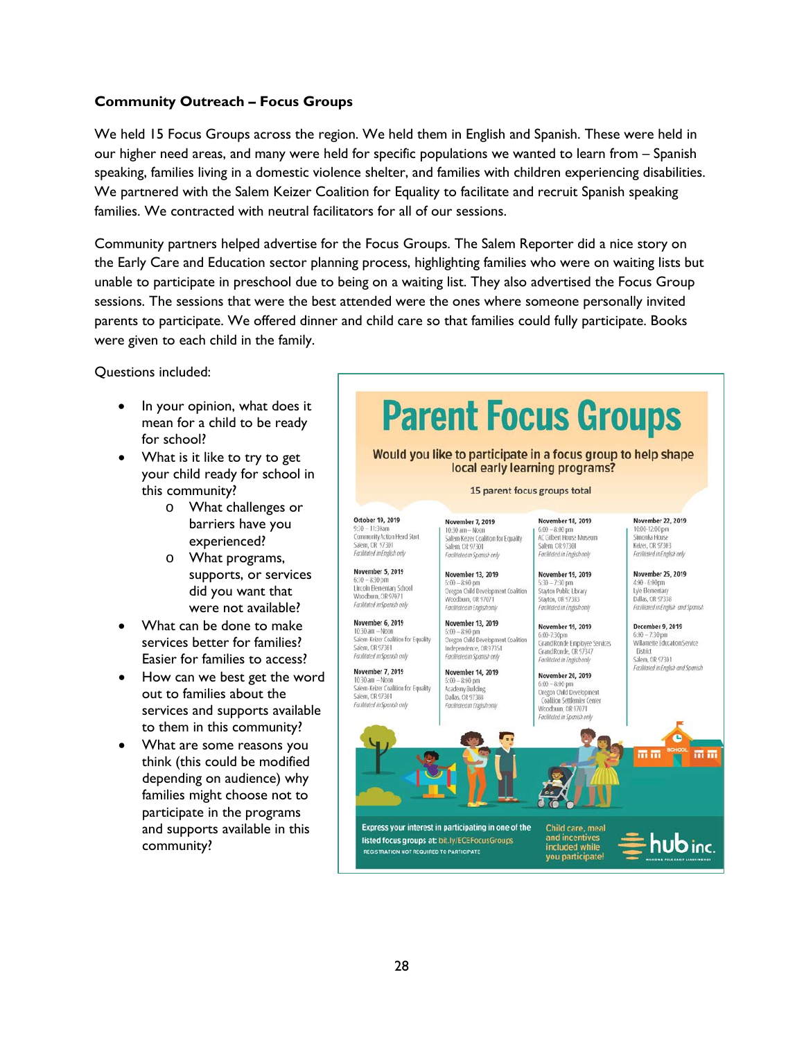**Community Outreach – Focus Groups**

We held 15 Focus Groups across the region. We held them in English and Spanish. These were held in our higher need areas, and many were held for specific populations we wanted to learn from – Spanish speaking, families living in a domestic violence shelter, and families with children experiencing disabilities. We partnered with the Salem Keizer Coalition for Equality to facilitate and recruit Spanish speaking families. We contracted with neutral facilitators for all of our sessions.

Community partners helped advertise for the Focus Groups. The Salem Reporter did a nice story on the Early Care and Education sector planning process, highlighting families who were on waiting lists but unable to participate in preschool due to being on a waiting list. They also advertised the Focus Group sessions. The sessions that were the best attended were the ones where someone personally invited parents to participate. We offered dinner and child care so that families could fully participate. Books were given to each child in the family.

Questions included:

- In your opinion, what does it mean for a child to be ready for school?
- What is it like to try to get your child ready for school in this community?
  - What challenges or barriers have you experienced?
  - What programs, supports, or services did you want that were not available?
- What can be done to make services better for families? Easier for families to access?
- How can we best get the word out to families about the services and supports available to them in this community?
- What are some reasons you think (this could be modified depending on audience) why families might choose not to participate in the programs and supports available in this community?

# Parent Focus Groups

Would you like to participate in a focus group to help shape local early learning programs?

15 parent focus groups total

**October 19, 2019**
9:30 – 11:30am
Community Action Head Start
Salem, OR 97301
*Facilitated in English only*

**November 5, 2019**
6:30 – 8:30pm
Lincoln Elementary School
Woodburn, OR 97071
*Facilitated in Spanish only*

**November 6, 2019**
10:30 am – Noon
Salem-Keizer Coalition for Equality
Salem, OR 97301
*Facilitated in Spanish only*

**November 7, 2019**
10:30 am – Noon
Salem-Keizer Coalition for Equality
Salem, OR 97301
*Facilitated in Spanish only*

**November 7, 2019**
10:30 am – Noon
Salem Keizer Coalition for Equality
Salem, OR 97301
*Facilitated in Spanish only*

**November 13, 2019**
5:00 – 8:00 pm
Oregon Child Development Coalition
Woodburn, OR 97071
*Facilitated in English only*

**November 13, 2019**
5:00 – 8:00 pm
Oregon Child Development Coalition
Independence, OR 97351
*Facilitated in Spanish only*

**November 14, 2019**
5:00 – 8:00 pm
Academy Building
Dallas, OR 97338
*Facilitated in English only*

**November 18, 2019**
6:00 – 8:00 pm
AC Gilbert House Museum
Salem, OR 97301
*Facilitated in English only*

**November 19, 2019**
5:30 – 7:30 pm
Stayton Public Library
Stayton, OR 97383
*Facilitated in English only*

**November 19, 2019**
6:00-7:30pm
Grand Ronde Employee Services
Grand Ronde, OR 97347
*Facilitated in English only*

**November 20, 2019**
6:00 – 8:00 pm
Oregon Child Development Coalition Settlemier Center
Woodburn, OR 97071
*Facilitated in Spanish only*

**November 22, 2019**
10:00-12:00pm
Simonka House
Keizer, OR 97303
*Facilitated in English only*

**November 25, 2019**
4:30 – 6:00pm
Lyle Elementary
Dallas, OR 97338
*Facilitated in English and Spanish*

**December 9, 2019**
6:00 – 7:30 pm
Willamette Education Service District
Salem, OR 97301
*Facilitated in English and Spanish*

Express your interest in participating in one of the listed focus groups at: bit.ly/ECEFocusGroups
REGISTRATION NOT REQUIRED TO PARTICIPATE

Child care, meal and incentives included while you participate!

hub inc.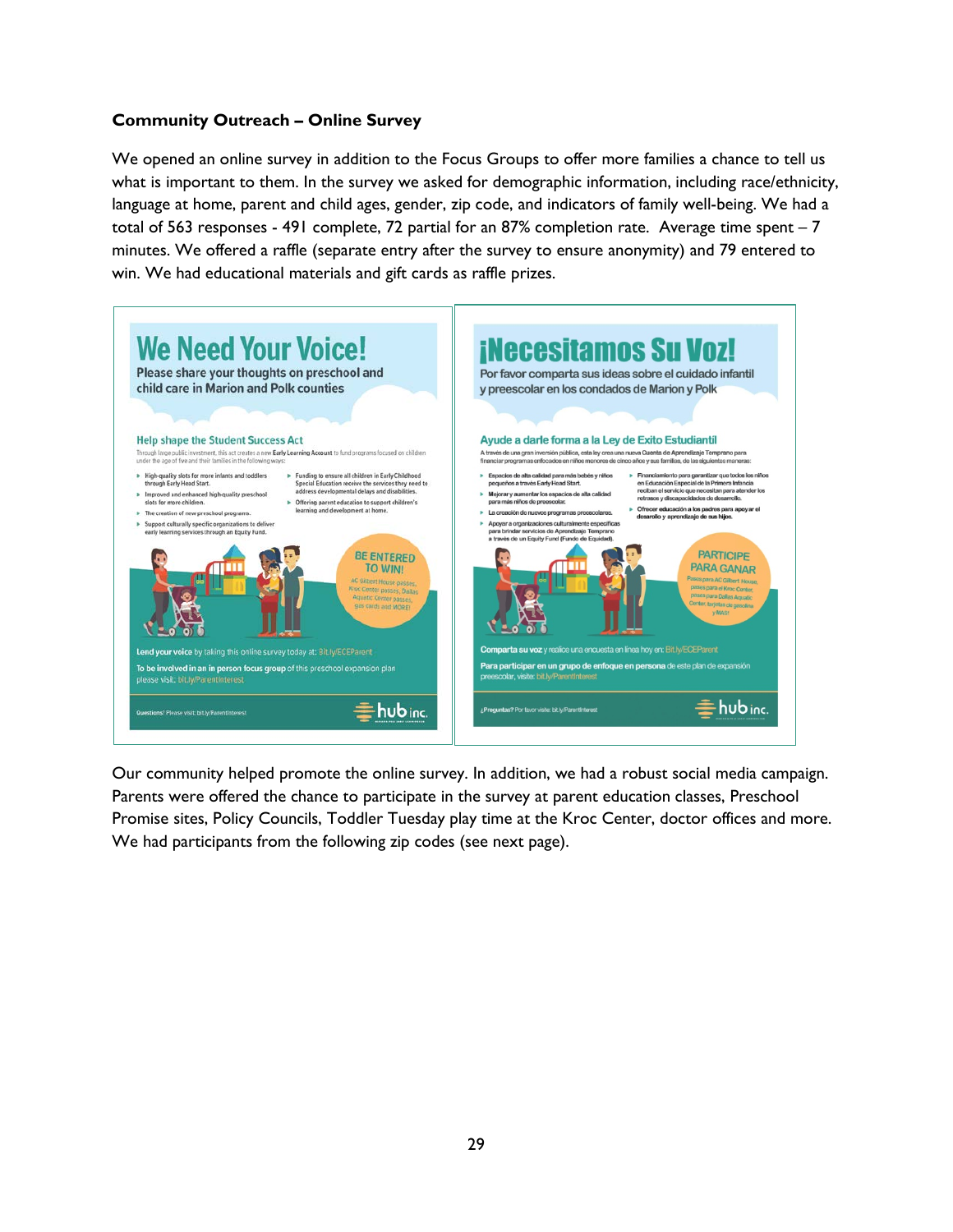**Community Outreach – Online Survey**

We opened an online survey in addition to the Focus Groups to offer more families a chance to tell us what is important to them. In the survey we asked for demographic information, including race/ethnicity, language at home, parent and child ages, gender, zip code, and indicators of family well-being. We had a total of 563 responses - 491 complete, 72 partial for an 87% completion rate. Average time spent – 7 minutes. We offered a raffle (separate entry after the survey to ensure anonymity) and 79 entered to win. We had educational materials and gift cards as raffle prizes.

Our community helped promote the online survey. In addition, we had a robust social media campaign. Parents were offered the chance to participate in the survey at parent education classes, Preschool Promise sites, Policy Councils, Toddler Tuesday play time at the Kroc Center, doctor offices and more. We had participants from the following zip codes (see next page).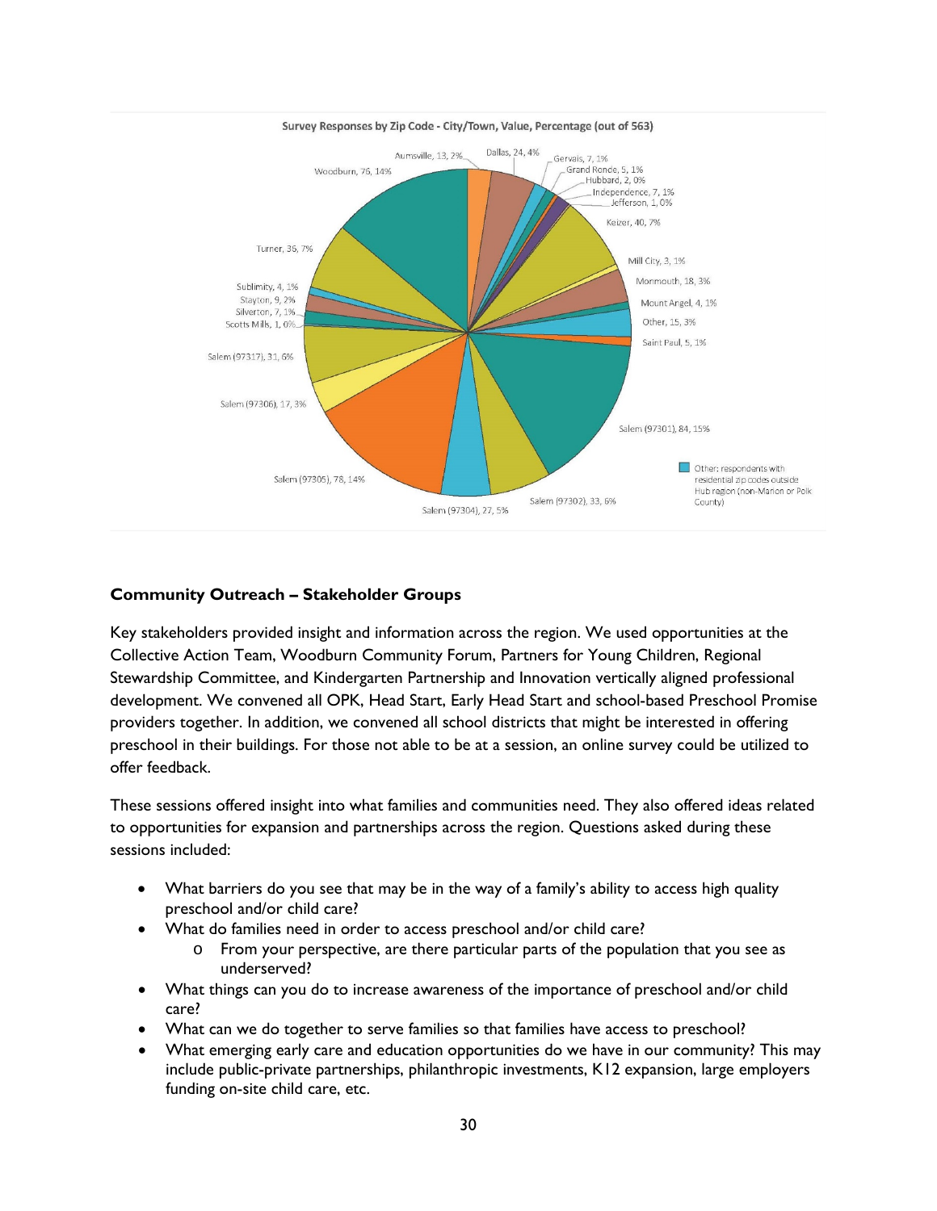Survey Responses by Zip Code - City/Town, Value, Percentage (out of 563)

| City/Town | Value | Percentage |
|---|---|---|
| Aumsville | 13 | 2% |
| Dallas | 24 | 4% |
| Gervais | 7 | 1% |
| Grand Ronde | 5 | 1% |
| Hubbard | 2 | 0% |
| Independence | 7 | 1% |
| Jefferson | 1 | 0% |
| Keizer | 40 | 7% |
| Mill City | 3 | 1% |
| Monmouth | 18 | 3% |
| Mount Angel | 4 | 1% |
| Other | 15 | 3% |
| Saint Paul | 5 | 1% |
| Salem (97301) | 84 | 15% |
| Salem (97302) | 33 | 6% |
| Salem (97304) | 27 | 5% |
| Salem (97305) | 78 | 14% |
| Salem (97306) | 17 | 3% |
| Salem (97317) | 31 | 6% |
| Scotts Mills | 1 | 0% |
| Silverton | 7 | 1% |
| Stayton | 9 | 2% |
| Sublimity | 4 | 1% |
| Turner | 36 | 7% |
| Woodburn | 76 | 14% |

Other: respondents with residential zip codes outside Hub region (non-Marion or Polk County)

## Community Outreach – Stakeholder Groups

Key stakeholders provided insight and information across the region. We used opportunities at the Collective Action Team, Woodburn Community Forum, Partners for Young Children, Regional Stewardship Committee, and Kindergarten Partnership and Innovation vertically aligned professional development. We convened all OPK, Head Start, Early Head Start and school-based Preschool Promise providers together. In addition, we convened all school districts that might be interested in offering preschool in their buildings. For those not able to be at a session, an online survey could be utilized to offer feedback.

These sessions offered insight into what families and communities need. They also offered ideas related to opportunities for expansion and partnerships across the region. Questions asked during these sessions included:

- What barriers do you see that may be in the way of a family's ability to access high quality preschool and/or child care?
- What do families need in order to access preschool and/or child care?
  - From your perspective, are there particular parts of the population that you see as underserved?
- What things can you do to increase awareness of the importance of preschool and/or child care?
- What can we do together to serve families so that families have access to preschool?
- What emerging early care and education opportunities do we have in our community? This may include public-private partnerships, philanthropic investments, K12 expansion, large employers funding on-site child care, etc.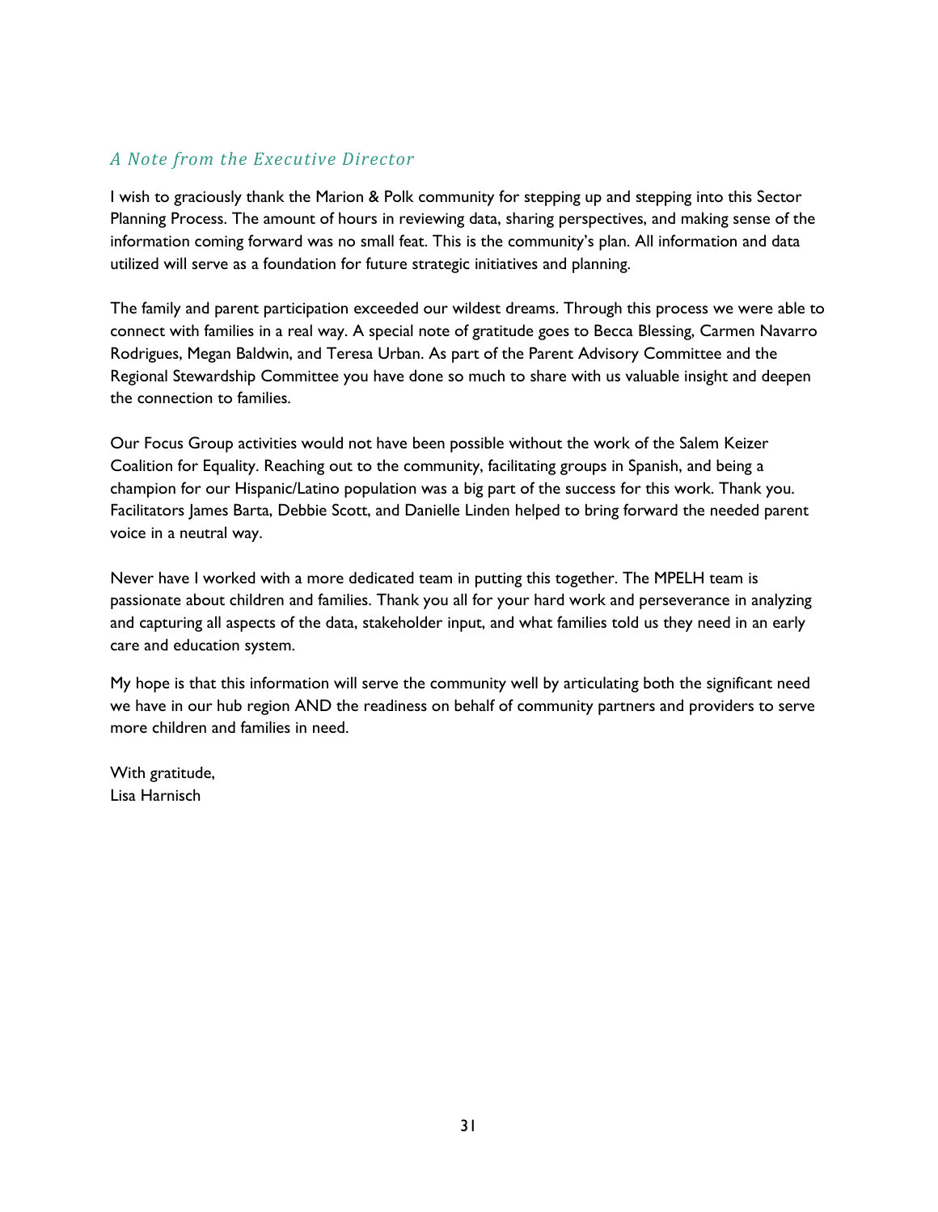## *A Note from the Executive Director*

I wish to graciously thank the Marion & Polk community for stepping up and stepping into this Sector Planning Process. The amount of hours in reviewing data, sharing perspectives, and making sense of the information coming forward was no small feat. This is the community's plan. All information and data utilized will serve as a foundation for future strategic initiatives and planning.

The family and parent participation exceeded our wildest dreams. Through this process we were able to connect with families in a real way. A special note of gratitude goes to Becca Blessing, Carmen Navarro Rodrigues, Megan Baldwin, and Teresa Urban. As part of the Parent Advisory Committee and the Regional Stewardship Committee you have done so much to share with us valuable insight and deepen the connection to families.

Our Focus Group activities would not have been possible without the work of the Salem Keizer Coalition for Equality. Reaching out to the community, facilitating groups in Spanish, and being a champion for our Hispanic/Latino population was a big part of the success for this work. Thank you. Facilitators James Barta, Debbie Scott, and Danielle Linden helped to bring forward the needed parent voice in a neutral way.

Never have I worked with a more dedicated team in putting this together. The MPELH team is passionate about children and families. Thank you all for your hard work and perseverance in analyzing and capturing all aspects of the data, stakeholder input, and what families told us they need in an early care and education system.

My hope is that this information will serve the community well by articulating both the significant need we have in our hub region AND the readiness on behalf of community partners and providers to serve more children and families in need.

With gratitude,
Lisa Harnisch